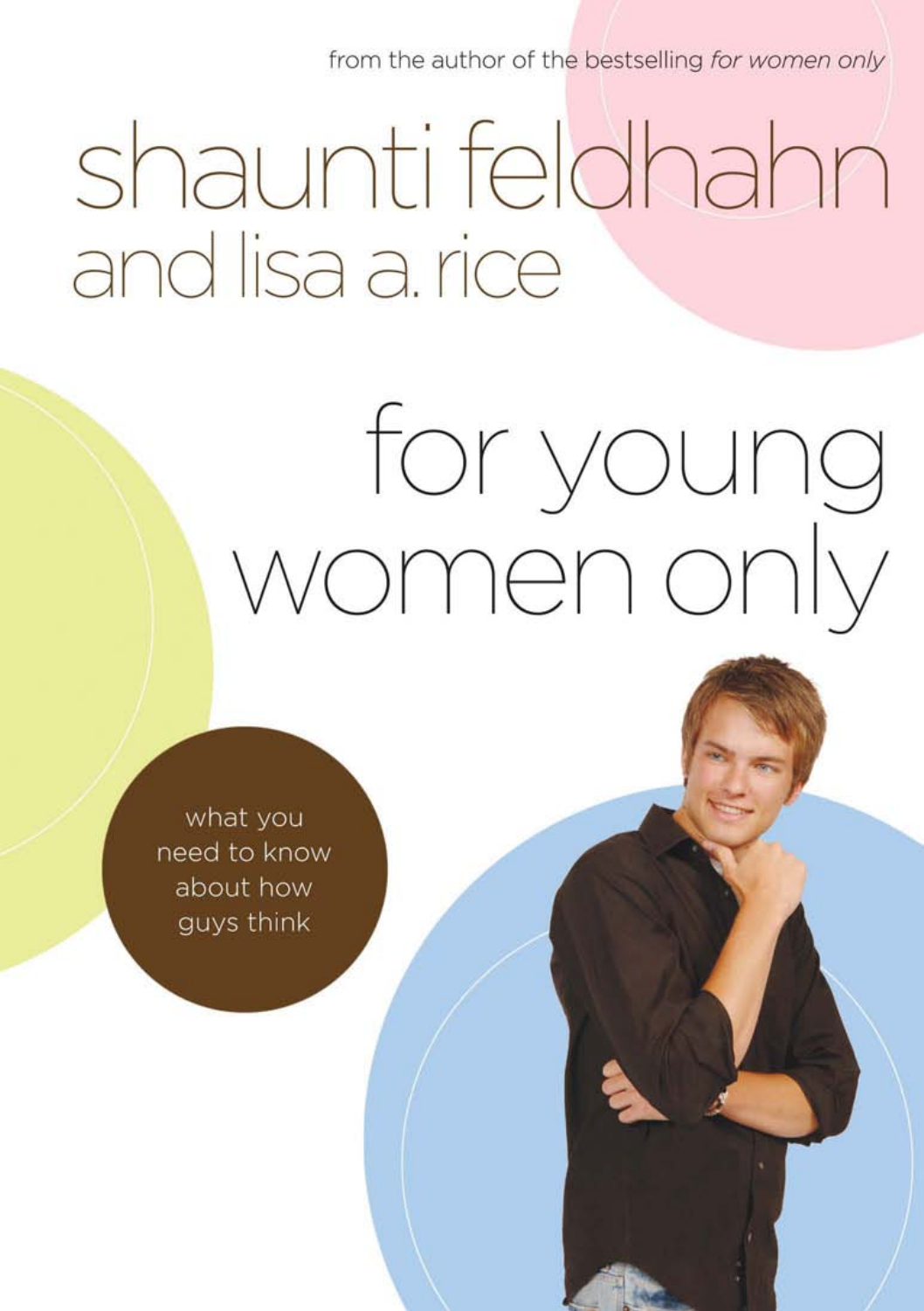from the author of the bestselling *for women only*

# shaunti feldhahn and lisa a. rice

# for young women only

what you need to know about how guys think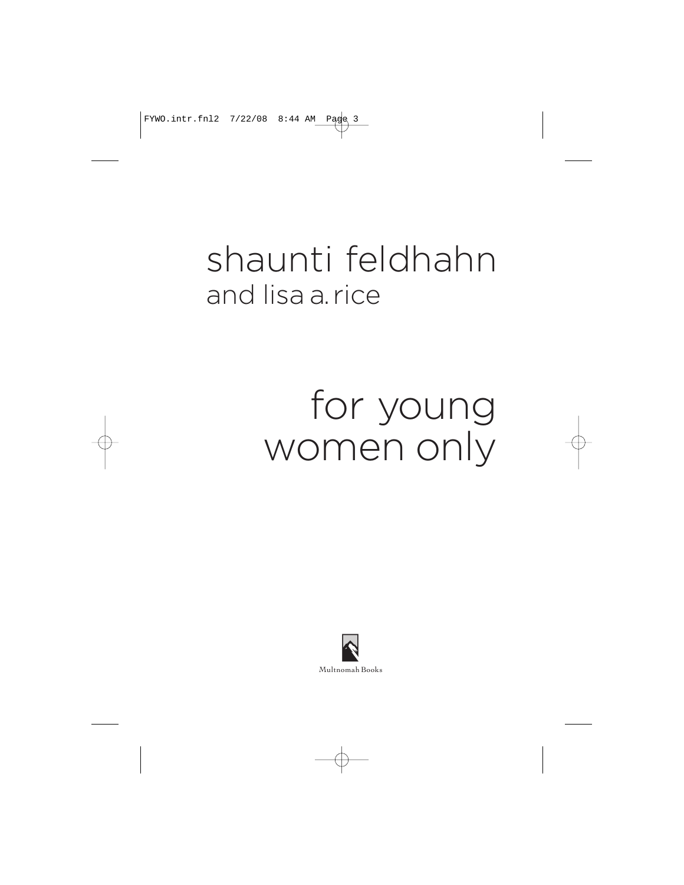shaunti feldhahn
and lisa a. rice

# for young women only

Multnomah Books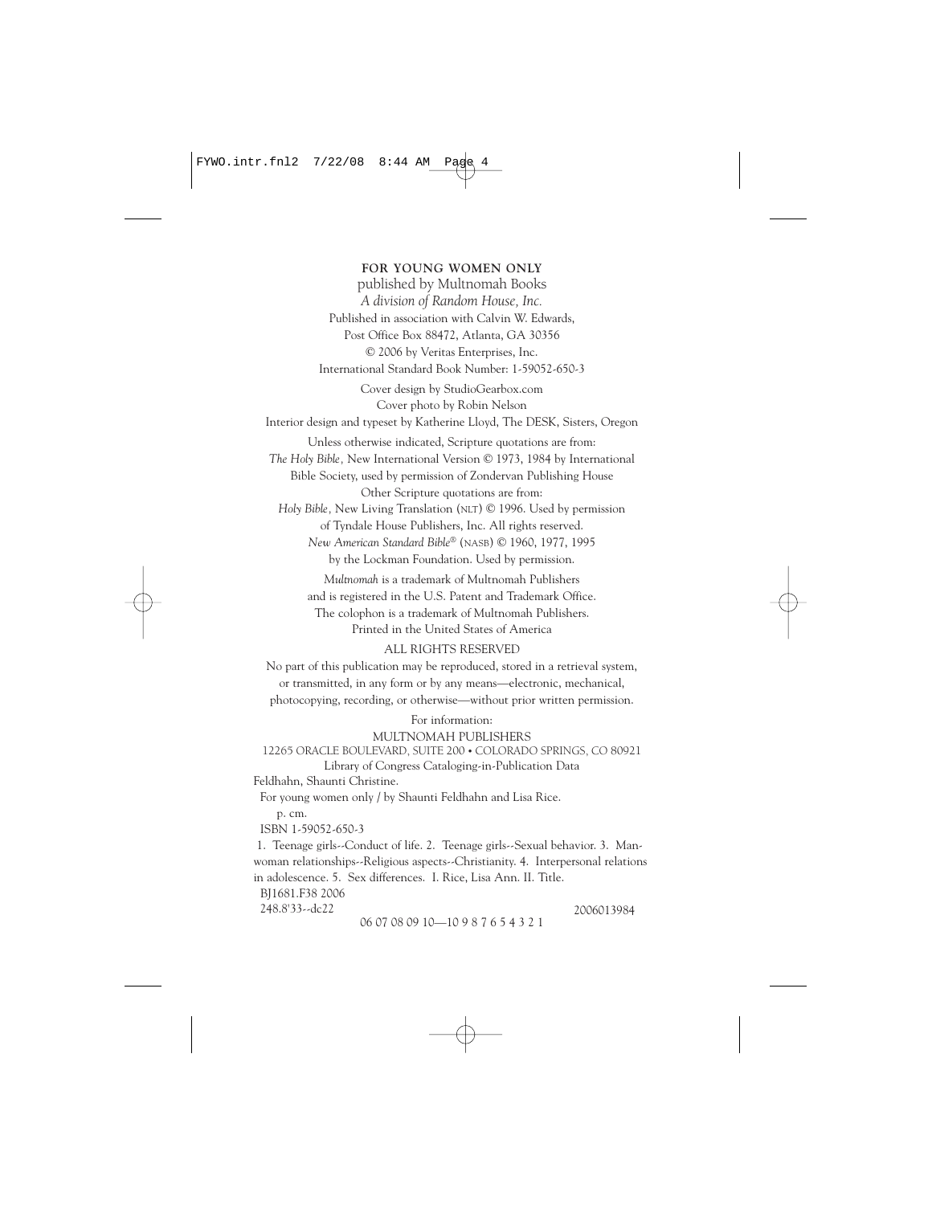**FOR YOUNG WOMEN ONLY**

published by Multnomah Books

*A division of Random House, Inc.*

Published in association with Calvin W. Edwards,

Post Office Box 88472, Atlanta, GA 30356

© 2006 by Veritas Enterprises, Inc.

International Standard Book Number: 1-59052-650-3

Cover design by StudioGearbox.com

Cover photo by Robin Nelson

Interior design and typeset by Katherine Lloyd, The DESK, Sisters, Oregon

Unless otherwise indicated, Scripture quotations are from:

*The Holy Bible,* New International Version © 1973, 1984 by International Bible Society, used by permission of Zondervan Publishing House

Other Scripture quotations are from:

*Holy Bible,* New Living Translation (NLT) © 1996. Used by permission of Tyndale House Publishers, Inc. All rights reserved.

*New American Standard Bible®* (NASB) © 1960, 1977, 1995 by the Lockman Foundation. Used by permission.

*Multnomah* is a trademark of Multnomah Publishers and is registered in the U.S. Patent and Trademark Office.

The colophon is a trademark of Multnomah Publishers.

Printed in the United States of America

ALL RIGHTS RESERVED

No part of this publication may be reproduced, stored in a retrieval system, or transmitted, in any form or by any means—electronic, mechanical, photocopying, recording, or otherwise—without prior written permission.

For information:

MULTNOMAH PUBLISHERS

12265 ORACLE BOULEVARD, SUITE 200 • COLORADO SPRINGS, CO 80921

Library of Congress Cataloging-in-Publication Data

Feldhahn, Shaunti Christine.

For young women only / by Shaunti Feldhahn and Lisa Rice.

p. cm.

ISBN 1-59052-650-3

1. Teenage girls--Conduct of life. 2. Teenage girls--Sexual behavior. 3. Man-woman relationships--Religious aspects--Christianity. 4. Interpersonal relations in adolescence. 5. Sex differences. I. Rice, Lisa Ann. II. Title.

BJ1681.F38 2006

248.8'33--dc22 2006013984

06 07 08 09 10—10 9 8 7 6 5 4 3 2 1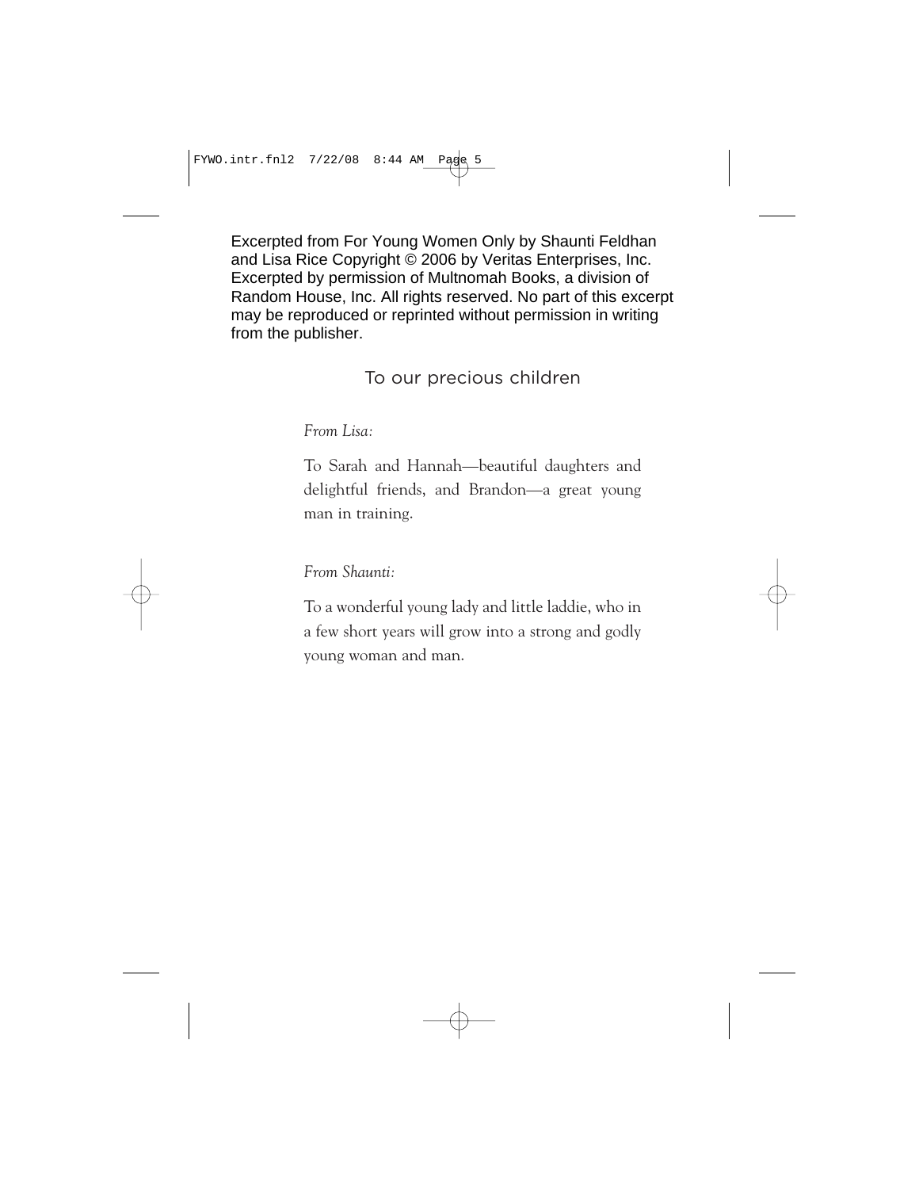Excerpted from For Young Women Only by Shaunti Feldhan and Lisa Rice Copyright © 2006 by Veritas Enterprises, Inc. Excerpted by permission of Multnomah Books, a division of Random House, Inc. All rights reserved. No part of this excerpt may be reproduced or reprinted without permission in writing from the publisher.

To our precious children

*From Lisa:*

To Sarah and Hannah—beautiful daughters and delightful friends, and Brandon—a great young man in training.

*From Shaunti:*

To a wonderful young lady and little laddie, who in a few short years will grow into a strong and godly young woman and man.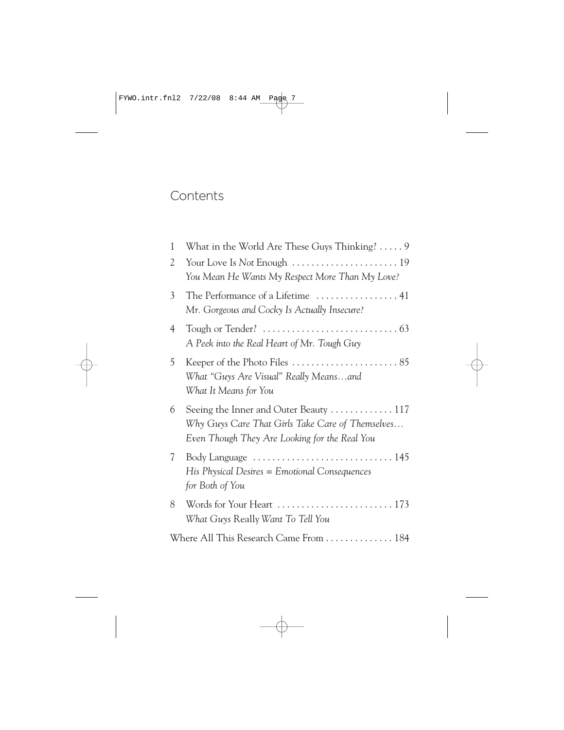# Contents

1 What in the World Are These Guys Thinking? . . . . . 9

2 Your Love Is *Not* Enough . . . . . . . . . . . . . . . . . . . . . . 19
*You Mean He Wants My Respect More Than My Love?*

3 The Performance of a Lifetime . . . . . . . . . . . . . . . . . 41
*Mr. Gorgeous and Cocky Is Actually Insecure?*

4 Tough or Tender? . . . . . . . . . . . . . . . . . . . . . . . . . . . . 63
*A Peek into the Real Heart of Mr. Tough Guy*

5 Keeper of the Photo Files . . . . . . . . . . . . . . . . . . . . . . 85
*What "Guys Are Visual" Really Means…and What It Means for You*

6 Seeing the Inner and Outer Beauty . . . . . . . . . . . . . 117
*Why Guys Care That Girls Take Care of Themselves… Even Though They Are Looking for the Real You*

7 Body Language . . . . . . . . . . . . . . . . . . . . . . . . . . . . . 145
*His Physical Desires = Emotional Consequences for Both of You*

8 Words for Your Heart . . . . . . . . . . . . . . . . . . . . . . . . 173
*What Guys* Really *Want To Tell You*

Where All This Research Came From . . . . . . . . . . . . . 184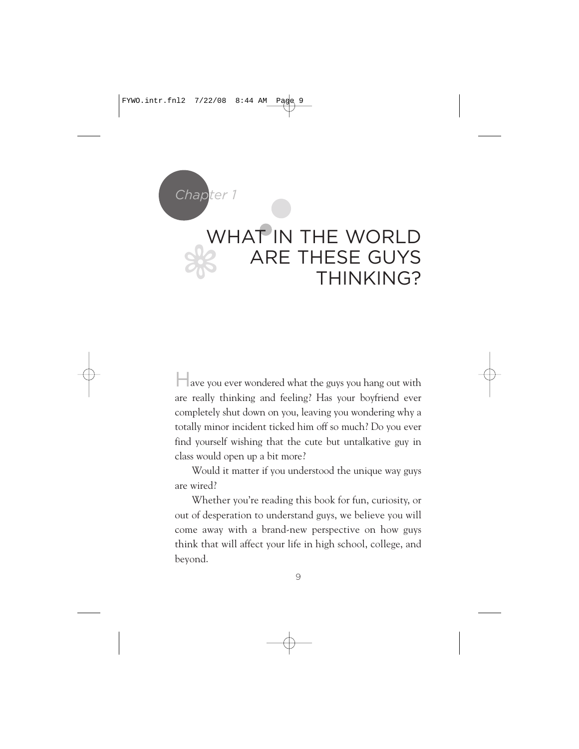*Chapter 1*

# WHAT IN THE WORLD ARE THESE GUYS THINKING?

Have you ever wondered what the guys you hang out with are really thinking and feeling? Has your boyfriend ever completely shut down on you, leaving you wondering why a totally minor incident ticked him off so much? Do you ever find yourself wishing that the cute but untalkative guy in class would open up a bit more?

Would it matter if you understood the unique way guys are wired?

Whether you're reading this book for fun, curiosity, or out of desperation to understand guys, we believe you will come away with a brand-new perspective on how guys think that will affect your life in high school, college, and beyond.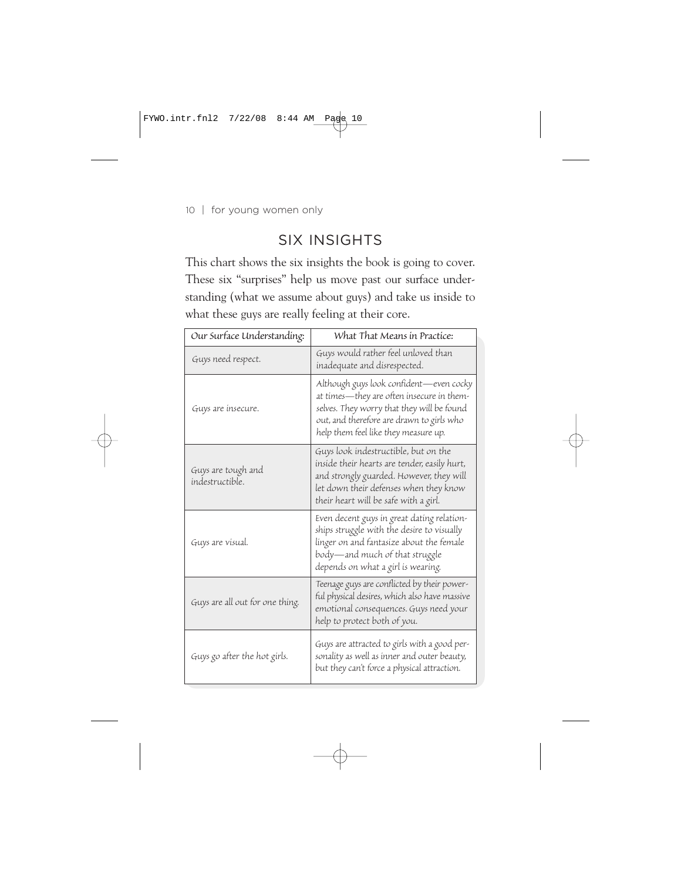## SIX INSIGHTS

This chart shows the six insights the book is going to cover. These six "surprises" help us move past our surface understanding (what we assume about guys) and take us inside to what these guys are really feeling at their core.

| *Our Surface Understanding:* | *What That Means in Practice:* |
| --- | --- |
| *Guys need respect.* | *Guys would rather feel unloved than inadequate and disrespected.* |
| *Guys are insecure.* | *Although guys look confident—even cocky at times—they are often insecure in themselves. They worry that they will be found out, and therefore are drawn to girls who help them feel like they measure up.* |
| *Guys are tough and indestructible.* | *Guys look indestructible, but on the inside their hearts are tender, easily hurt, and strongly guarded. However, they will let down their defenses when they know their heart will be safe with a girl.* |
| *Guys are visual.* | *Even decent guys in great dating relationships struggle with the desire to visually linger on and fantasize about the female body—and much of that struggle depends on what a girl is wearing.* |
| *Guys are all out for one thing.* | *Teenage guys are conflicted by their powerful physical desires, which also have massive emotional consequences. Guys need your help to protect both of you.* |
| *Guys go after the hot girls.* | *Guys are attracted to girls with a good personality as well as inner and outer beauty, but they can't force a physical attraction.* |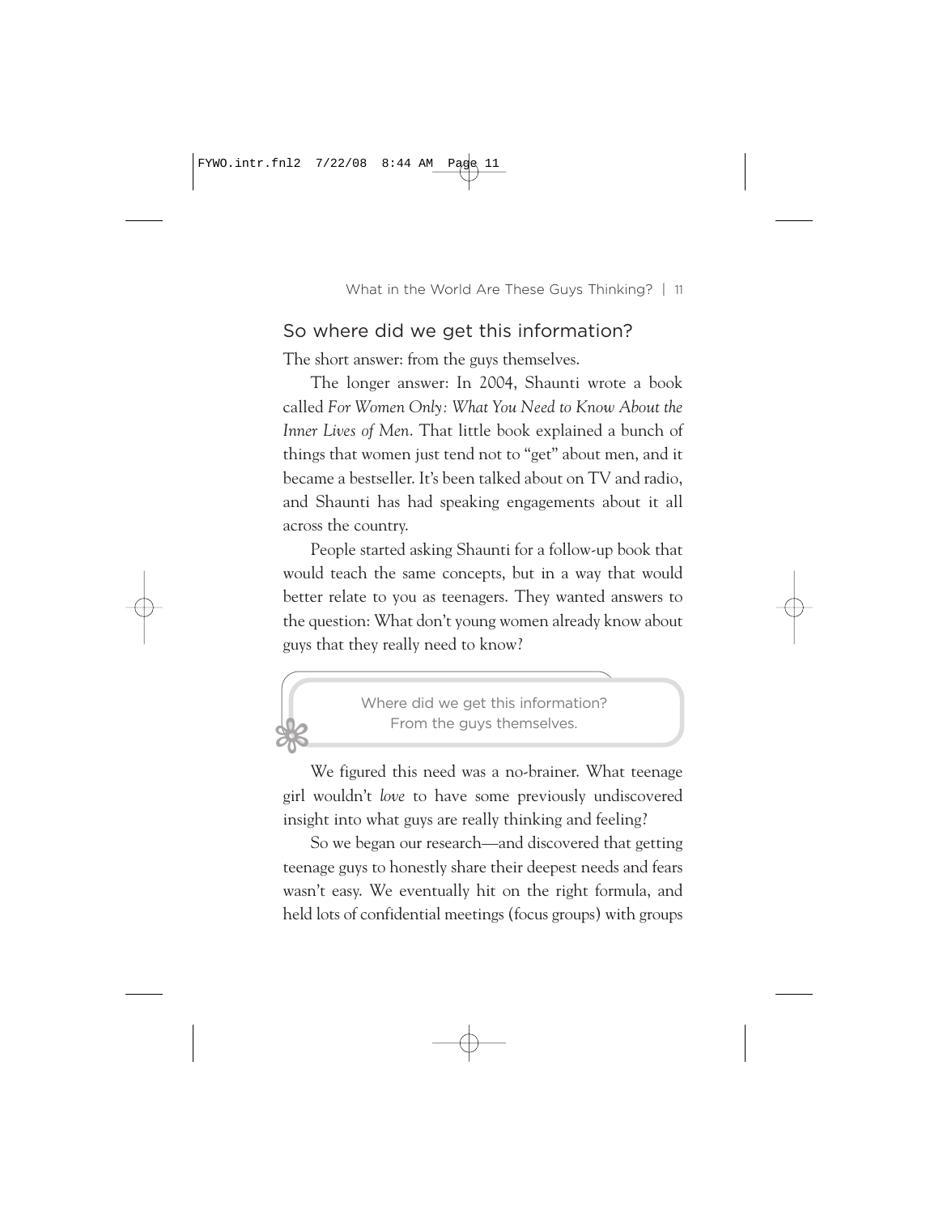## So where did we get this information?

The short answer: from the guys themselves.

The longer answer: In 2004, Shaunti wrote a book called *For Women Only: What You Need to Know About the Inner Lives of Men*. That little book explained a bunch of things that women just tend not to "get" about men, and it became a bestseller. It's been talked about on TV and radio, and Shaunti has had speaking engagements about it all across the country.

People started asking Shaunti for a follow-up book that would teach the same concepts, but in a way that would better relate to you as teenagers. They wanted answers to the question: What don't young women already know about guys that they really need to know?

> Where did we get this information?
> From the guys themselves.

We figured this need was a no-brainer. What teenage girl wouldn't *love* to have some previously undiscovered insight into what guys are really thinking and feeling?

So we began our research—and discovered that getting teenage guys to honestly share their deepest needs and fears wasn't easy. We eventually hit on the right formula, and held lots of confidential meetings (focus groups) with groups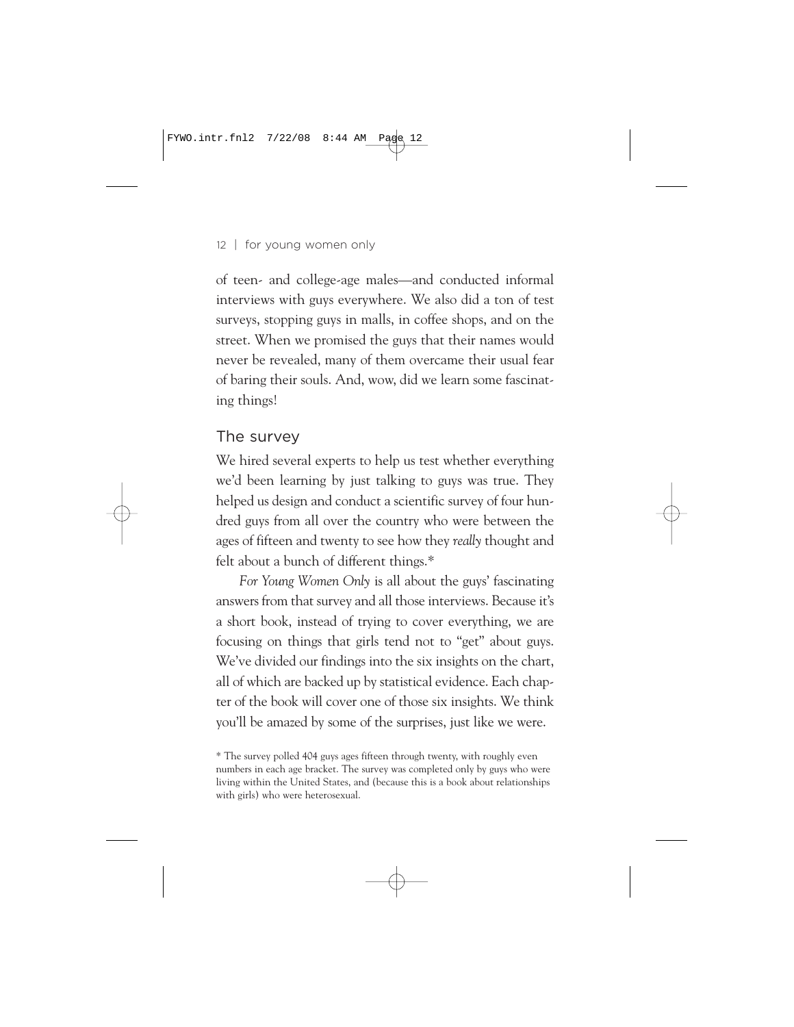of teen- and college-age males—and conducted informal interviews with guys everywhere. We also did a ton of test surveys, stopping guys in malls, in coffee shops, and on the street. When we promised the guys that their names would never be revealed, many of them overcame their usual fear of baring their souls. And, wow, did we learn some fascinating things!

## The survey

We hired several experts to help us test whether everything we'd been learning by just talking to guys was true. They helped us design and conduct a scientific survey of four hundred guys from all over the country who were between the ages of fifteen and twenty to see how they *really* thought and felt about a bunch of different things.*

*For Young Women Only* is all about the guys' fascinating answers from that survey and all those interviews. Because it's a short book, instead of trying to cover everything, we are focusing on things that girls tend not to "get" about guys. We've divided our findings into the six insights on the chart, all of which are backed up by statistical evidence. Each chapter of the book will cover one of those six insights. We think you'll be amazed by some of the surprises, just like we were.

* The survey polled 404 guys ages fifteen through twenty, with roughly even numbers in each age bracket. The survey was completed only by guys who were living within the United States, and (because this is a book about relationships with girls) who were heterosexual.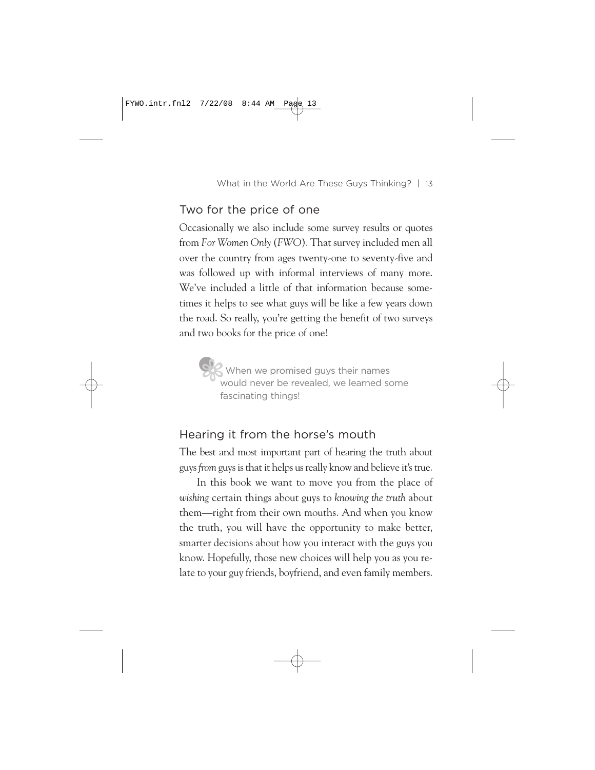## Two for the price of one

Occasionally we also include some survey results or quotes from *For Women Only* (*FWO*). That survey included men all over the country from ages twenty-one to seventy-five and was followed up with informal interviews of many more. We've included a little of that information because sometimes it helps to see what guys will be like a few years down the road. So really, you're getting the benefit of two surveys and two books for the price of one!

When we promised guys their names would never be revealed, we learned some fascinating things!

## Hearing it from the horse's mouth

The best and most important part of hearing the truth about guys *from* guys is that it helps us really know and believe it's true.

In this book we want to move you from the place of *wishing* certain things about guys to *knowing the truth* about them—right from their own mouths. And when you know the truth, you will have the opportunity to make better, smarter decisions about how you interact with the guys you know. Hopefully, those new choices will help you as you relate to your guy friends, boyfriend, and even family members.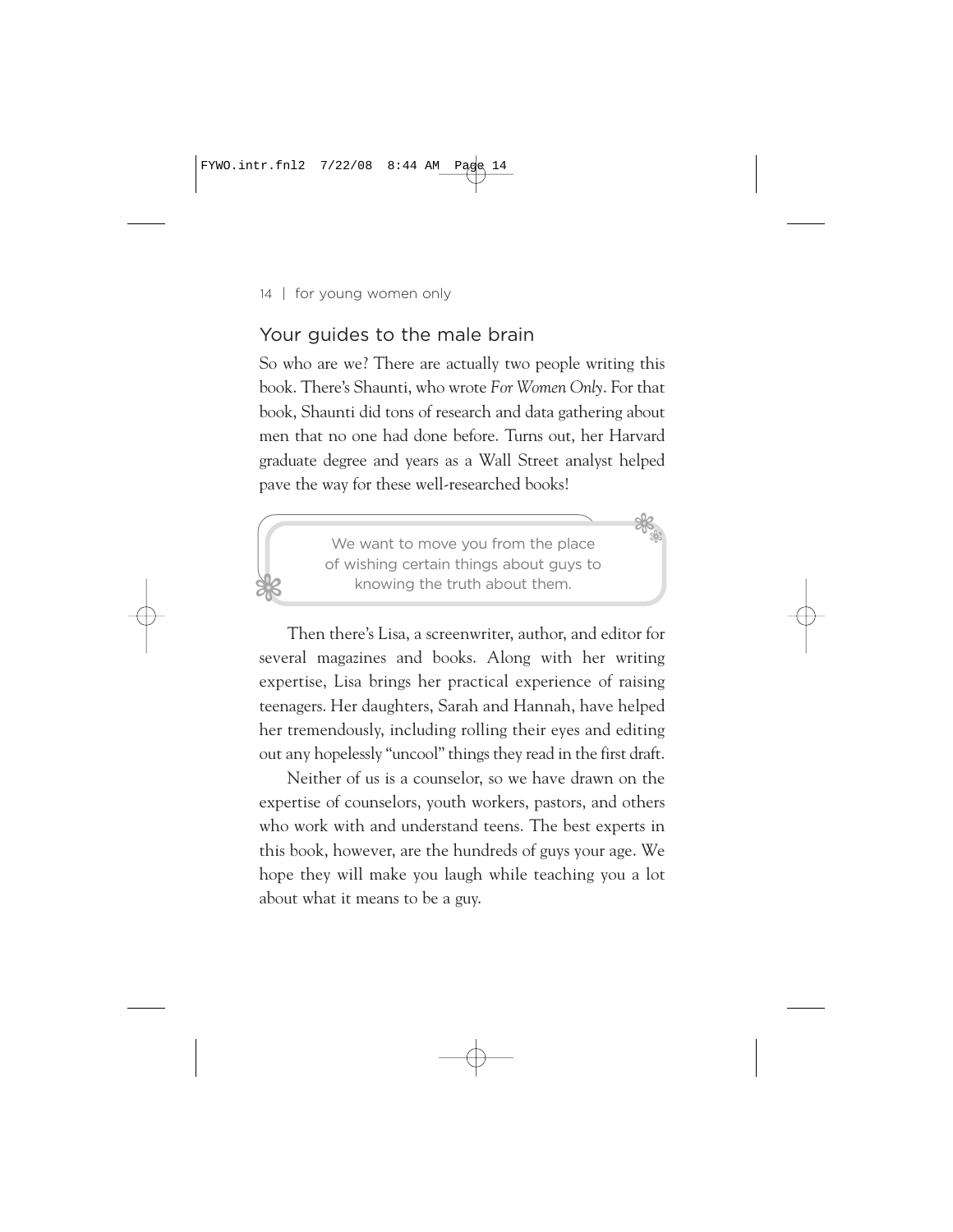## Your guides to the male brain

So who are we? There are actually two people writing this book. There's Shaunti, who wrote *For Women Only*. For that book, Shaunti did tons of research and data gathering about men that no one had done before. Turns out, her Harvard graduate degree and years as a Wall Street analyst helped pave the way for these well-researched books!

> We want to move you from the place of wishing certain things about guys to knowing the truth about them.

Then there's Lisa, a screenwriter, author, and editor for several magazines and books. Along with her writing expertise, Lisa brings her practical experience of raising teenagers. Her daughters, Sarah and Hannah, have helped her tremendously, including rolling their eyes and editing out any hopelessly "uncool" things they read in the first draft.

Neither of us is a counselor, so we have drawn on the expertise of counselors, youth workers, pastors, and others who work with and understand teens. The best experts in this book, however, are the hundreds of guys your age. We hope they will make you laugh while teaching you a lot about what it means to be a guy.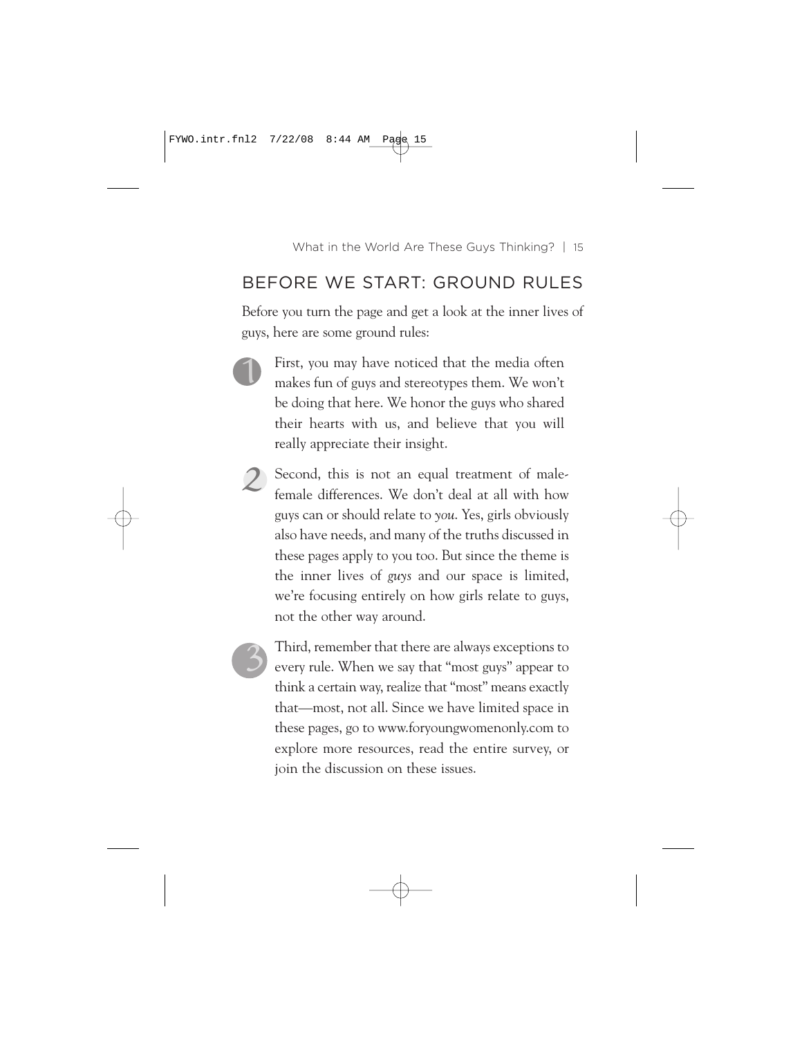## BEFORE WE START: GROUND RULES

Before you turn the page and get a look at the inner lives of guys, here are some ground rules:

1. First, you may have noticed that the media often makes fun of guys and stereotypes them. We won't be doing that here. We honor the guys who shared their hearts with us, and believe that you will really appreciate their insight.

2. Second, this is not an equal treatment of male-female differences. We don't deal at all with how guys can or should relate to *you*. Yes, girls obviously also have needs, and many of the truths discussed in these pages apply to you too. But since the theme is the inner lives of *guys* and our space is limited, we're focusing entirely on how girls relate to guys, not the other way around.

3. Third, remember that there are always exceptions to every rule. When we say that "most guys" appear to think a certain way, realize that "most" means exactly that—most, not all. Since we have limited space in these pages, go to www.foryoungwomenonly.com to explore more resources, read the entire survey, or join the discussion on these issues.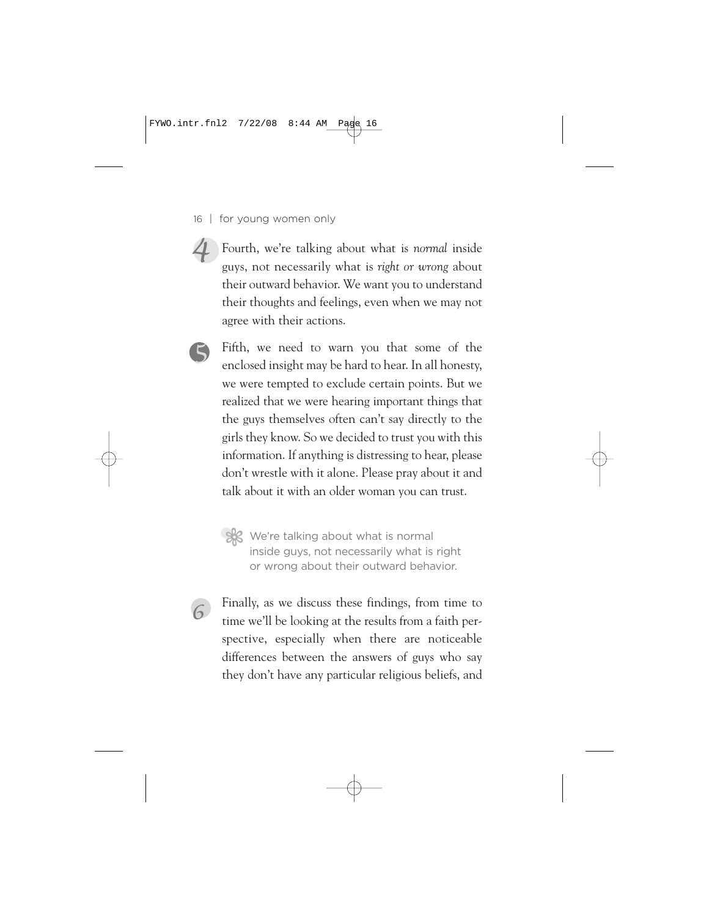4 Fourth, we're talking about what is *normal* inside guys, not necessarily what is *right or wrong* about their outward behavior. We want you to understand their thoughts and feelings, even when we may not agree with their actions.

5 Fifth, we need to warn you that some of the enclosed insight may be hard to hear. In all honesty, we were tempted to exclude certain points. But we realized that we were hearing important things that the guys themselves often can't say directly to the girls they know. So we decided to trust you with this information. If anything is distressing to hear, please don't wrestle with it alone. Please pray about it and talk about it with an older woman you can trust.

> We're talking about what is normal inside guys, not necessarily what is right or wrong about their outward behavior.

6 Finally, as we discuss these findings, from time to time we'll be looking at the results from a faith perspective, especially when there are noticeable differences between the answers of guys who say they don't have any particular religious beliefs, and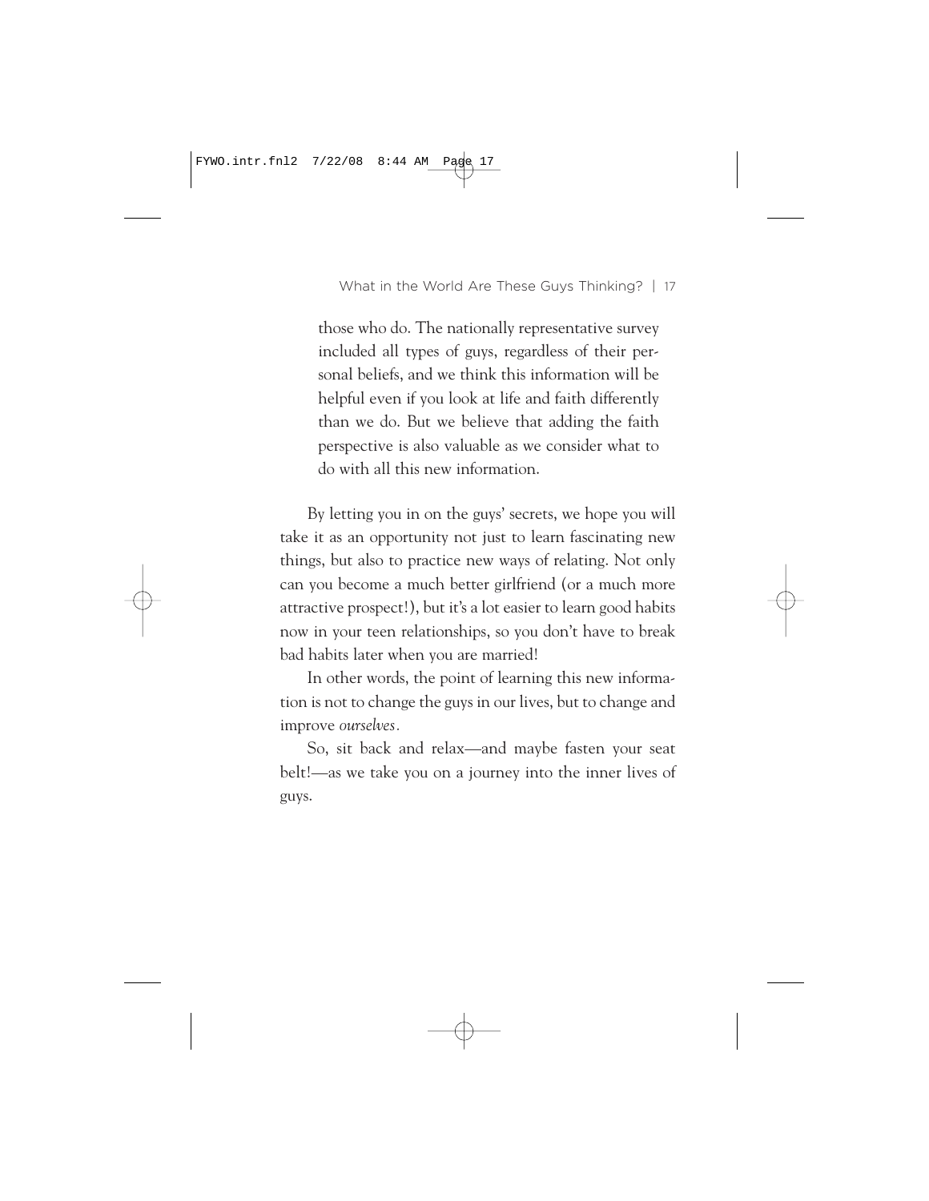> those who do. The nationally representative survey included all types of guys, regardless of their personal beliefs, and we think this information will be helpful even if you look at life and faith differently than we do. But we believe that adding the faith perspective is also valuable as we consider what to do with all this new information.

By letting you in on the guys' secrets, we hope you will take it as an opportunity not just to learn fascinating new things, but also to practice new ways of relating. Not only can you become a much better girlfriend (or a much more attractive prospect!), but it's a lot easier to learn good habits now in your teen relationships, so you don't have to break bad habits later when you are married!

In other words, the point of learning this new information is not to change the guys in our lives, but to change and improve *ourselves*.

So, sit back and relax—and maybe fasten your seat belt!—as we take you on a journey into the inner lives of guys.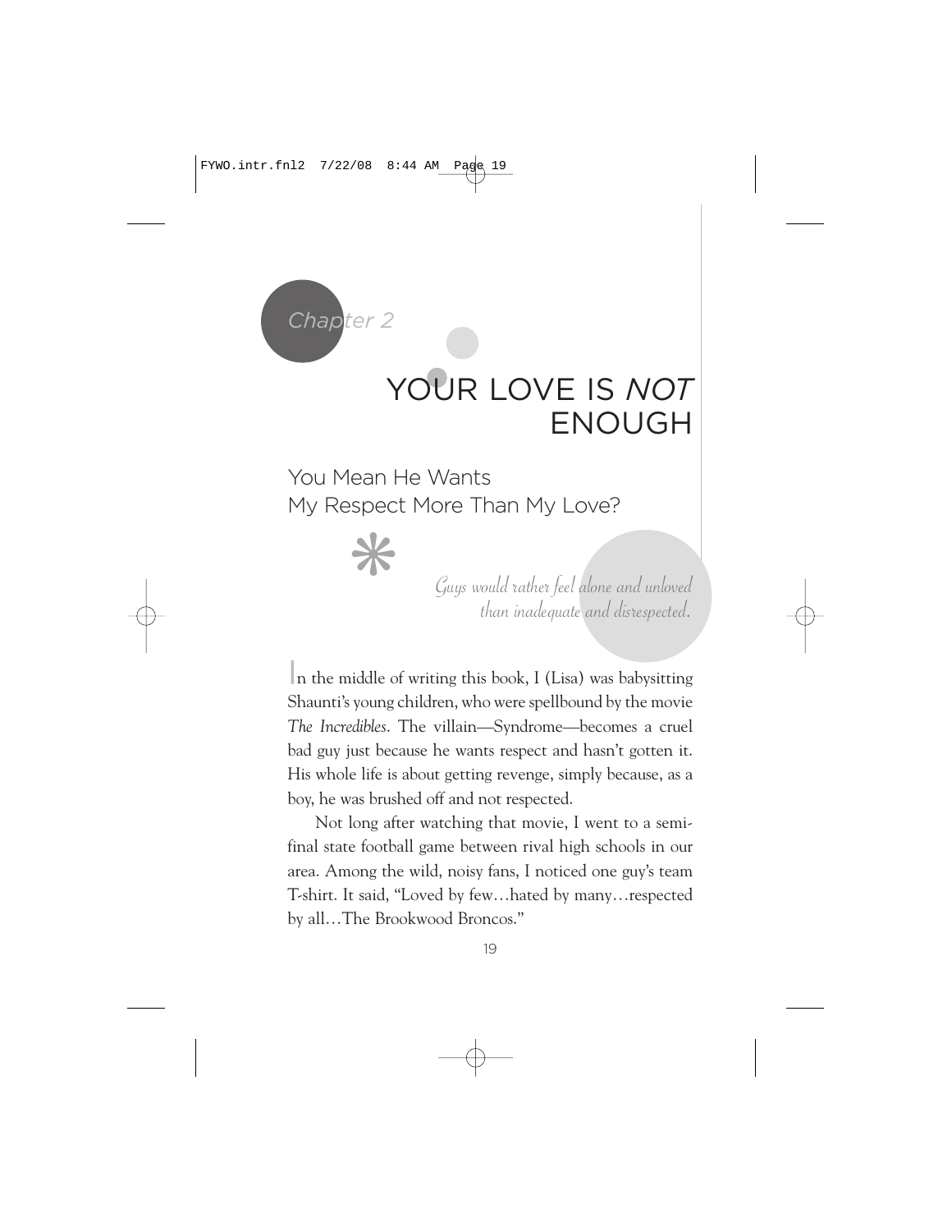*Chapter 2*

# YOUR LOVE IS *NOT* ENOUGH

## You Mean He Wants My Respect More Than My Love?

*Guys would rather feel alone and unloved than inadequate and disrespected.*

In the middle of writing this book, I (Lisa) was babysitting Shaunti's young children, who were spellbound by the movie *The Incredibles*. The villain—Syndrome—becomes a cruel bad guy just because he wants respect and hasn't gotten it. His whole life is about getting revenge, simply because, as a boy, he was brushed off and not respected.

Not long after watching that movie, I went to a semifinal state football game between rival high schools in our area. Among the wild, noisy fans, I noticed one guy's team T-shirt. It said, "Loved by few…hated by many…respected by all…The Brookwood Broncos."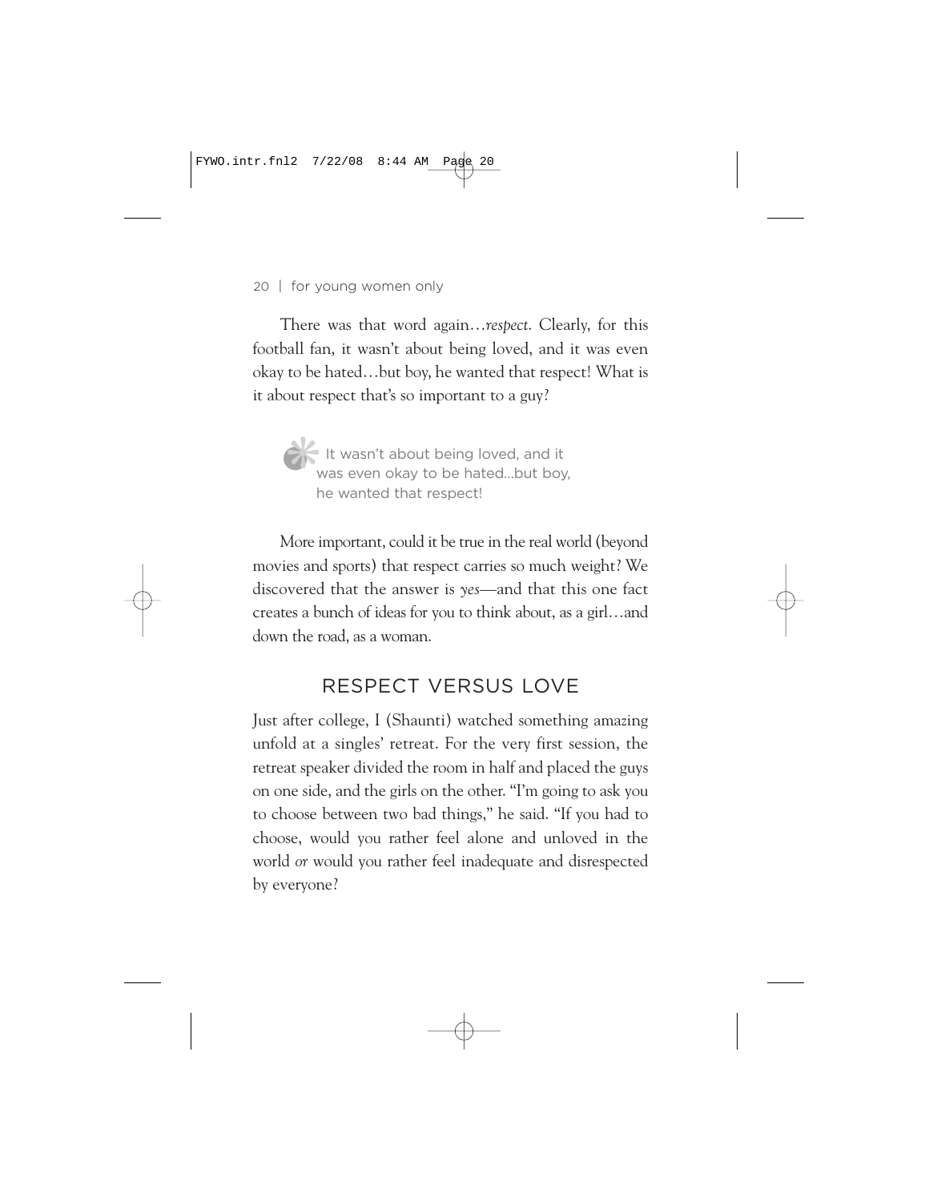There was that word again…*respect*. Clearly, for this football fan, it wasn't about being loved, and it was even okay to be hated…but boy, he wanted that respect! What is it about respect that's so important to a guy?

> It wasn't about being loved, and it was even okay to be hated…but boy, he wanted that respect!

More important, could it be true in the real world (beyond movies and sports) that respect carries so much weight? We discovered that the answer is *yes*—and that this one fact creates a bunch of ideas for you to think about, as a girl…and down the road, as a woman.

## RESPECT VERSUS LOVE

Just after college, I (Shaunti) watched something amazing unfold at a singles' retreat. For the very first session, the retreat speaker divided the room in half and placed the guys on one side, and the girls on the other. "I'm going to ask you to choose between two bad things," he said. "If you had to choose, would you rather feel alone and unloved in the world *or* would you rather feel inadequate and disrespected by everyone?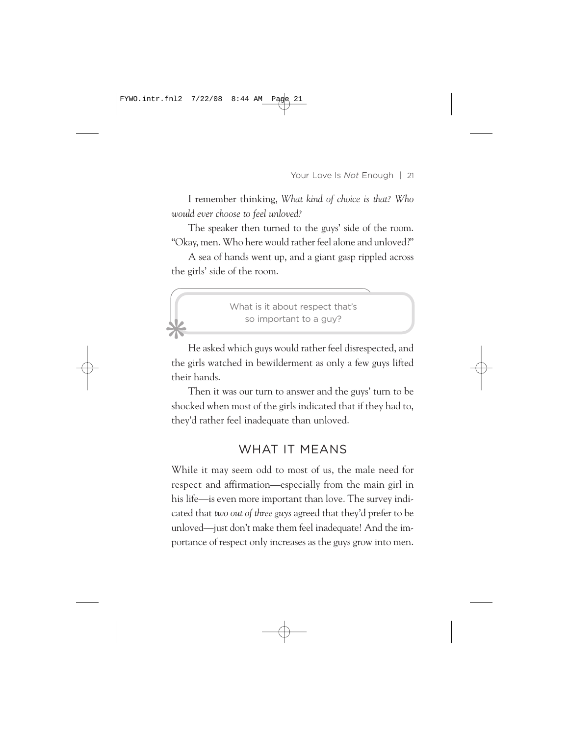I remember thinking, *What kind of choice is that? Who would ever choose to feel unloved?*

The speaker then turned to the guys' side of the room. "Okay, men. Who here would rather feel alone and unloved?"

A sea of hands went up, and a giant gasp rippled across the girls' side of the room.

> What is it about respect that's so important to a guy?

He asked which guys would rather feel disrespected, and the girls watched in bewilderment as only a few guys lifted their hands.

Then it was our turn to answer and the guys' turn to be shocked when most of the girls indicated that if they had to, they'd rather feel inadequate than unloved.

## WHAT IT MEANS

While it may seem odd to most of us, the male need for respect and affirmation—especially from the main girl in his life—is even more important than love. The survey indicated that *two out of three guys* agreed that they'd prefer to be unloved—just don't make them feel inadequate! And the importance of respect only increases as the guys grow into men.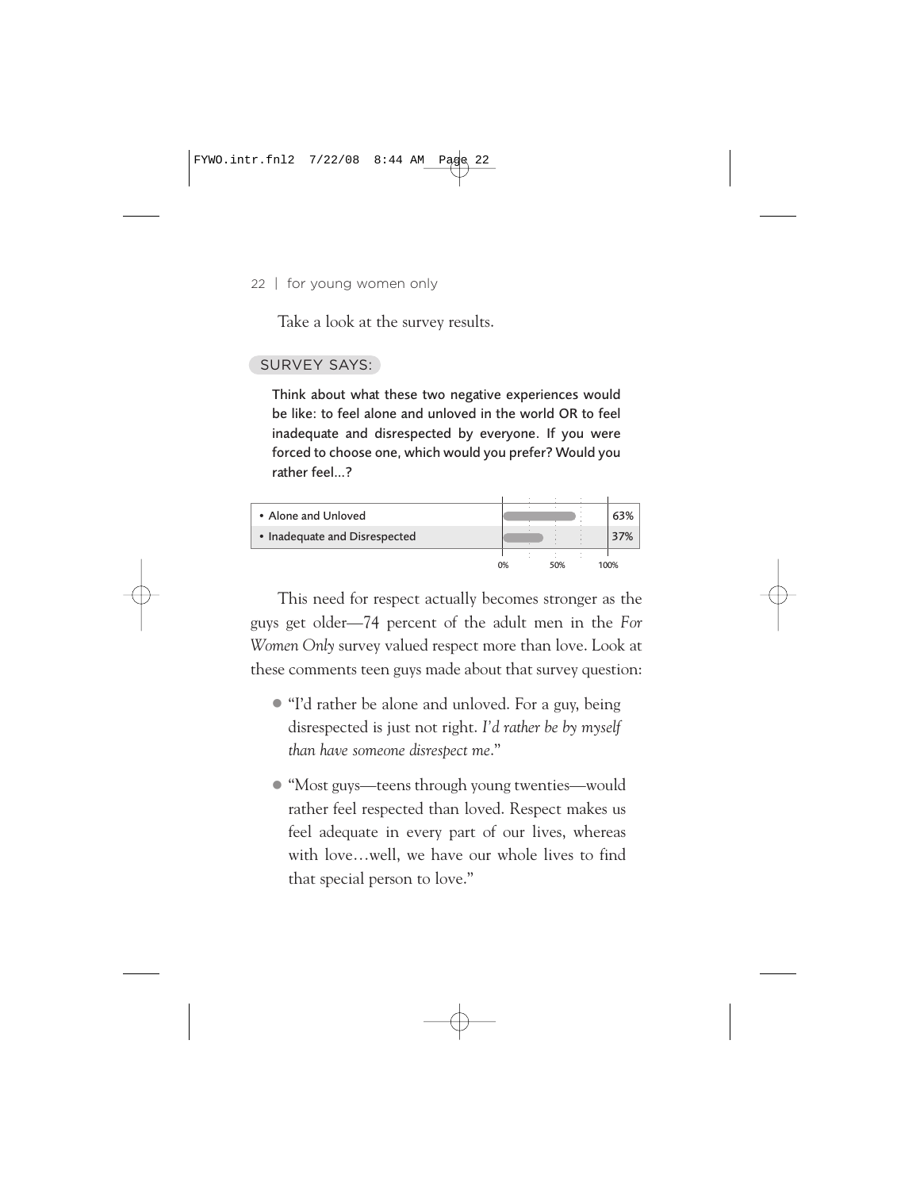Take a look at the survey results.

SURVEY SAYS:

Think about what these two negative experiences would be like: to feel alone and unloved in the world OR to feel inadequate and disrespected by everyone. If you were forced to choose one, which would you prefer? Would you rather feel…?

| Response | Percentage |
| --- | --- |
| • Alone and Unloved | 63% |
| • Inadequate and Disrespected | 37% |

This need for respect actually becomes stronger as the guys get older—74 percent of the adult men in the *For Women Only* survey valued respect more than love. Look at these comments teen guys made about that survey question:

- "I'd rather be alone and unloved. For a guy, being disrespected is just not right. *I'd rather be by myself than have someone disrespect me*."
- "Most guys—teens through young twenties—would rather feel respected than loved. Respect makes us feel adequate in every part of our lives, whereas with love…well, we have our whole lives to find that special person to love."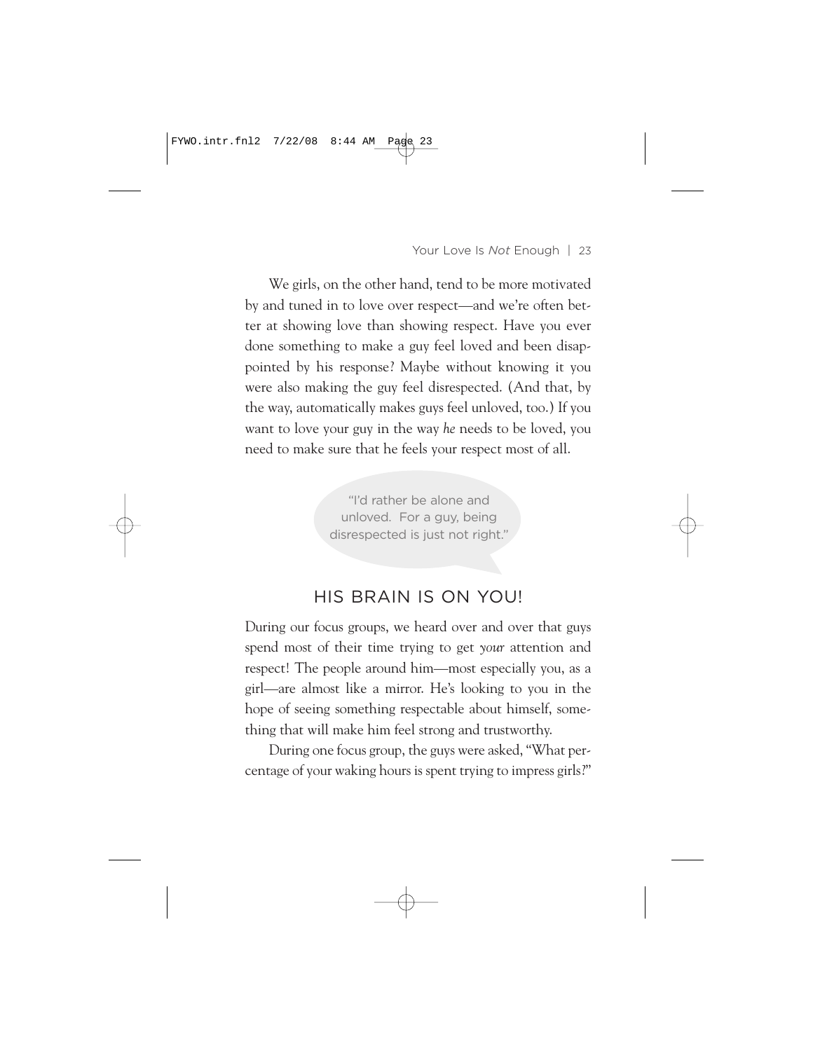We girls, on the other hand, tend to be more motivated by and tuned in to love over respect—and we're often better at showing love than showing respect. Have you ever done something to make a guy feel loved and been disappointed by his response? Maybe without knowing it you were also making the guy feel disrespected. (And that, by the way, automatically makes guys feel unloved, too.) If you want to love your guy in the way *he* needs to be loved, you need to make sure that he feels your respect most of all.

> "I'd rather be alone and unloved. For a guy, being disrespected is just not right."

## HIS BRAIN IS ON YOU!

During our focus groups, we heard over and over that guys spend most of their time trying to get *your* attention and respect! The people around him—most especially you, as a girl—are almost like a mirror. He's looking to you in the hope of seeing something respectable about himself, something that will make him feel strong and trustworthy.

During one focus group, the guys were asked, "What percentage of your waking hours is spent trying to impress girls?"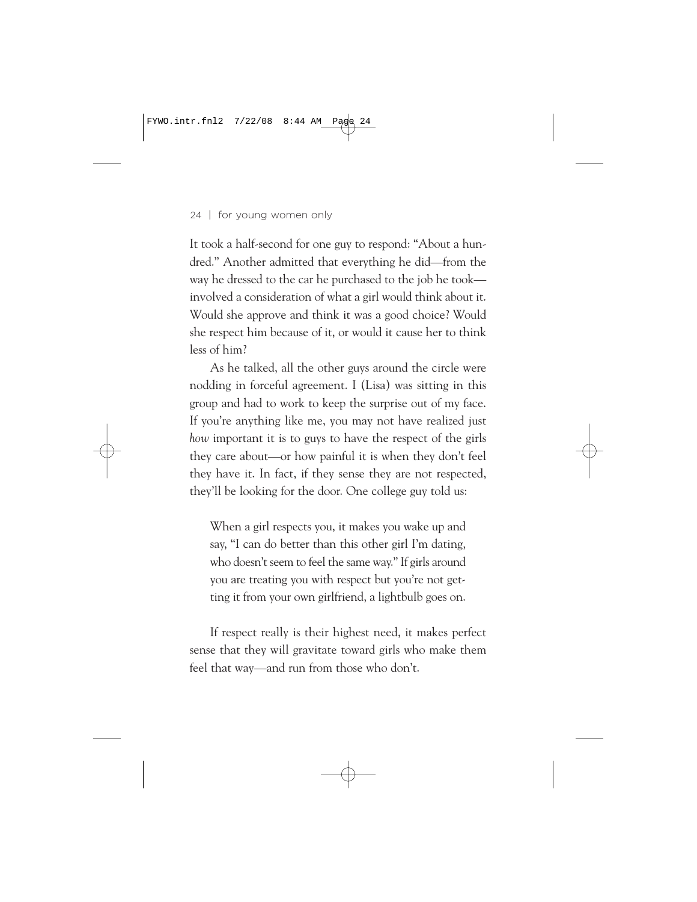It took a half-second for one guy to respond: "About a hundred." Another admitted that everything he did—from the way he dressed to the car he purchased to the job he took—involved a consideration of what a girl would think about it. Would she approve and think it was a good choice? Would she respect him because of it, or would it cause her to think less of him?

As he talked, all the other guys around the circle were nodding in forceful agreement. I (Lisa) was sitting in this group and had to work to keep the surprise out of my face. If you're anything like me, you may not have realized just *how* important it is to guys to have the respect of the girls they care about—or how painful it is when they don't feel they have it. In fact, if they sense they are not respected, they'll be looking for the door. One college guy told us:

> When a girl respects you, it makes you wake up and say, "I can do better than this other girl I'm dating, who doesn't seem to feel the same way." If girls around you are treating you with respect but you're not getting it from your own girlfriend, a lightbulb goes on.

If respect really is their highest need, it makes perfect sense that they will gravitate toward girls who make them feel that way—and run from those who don't.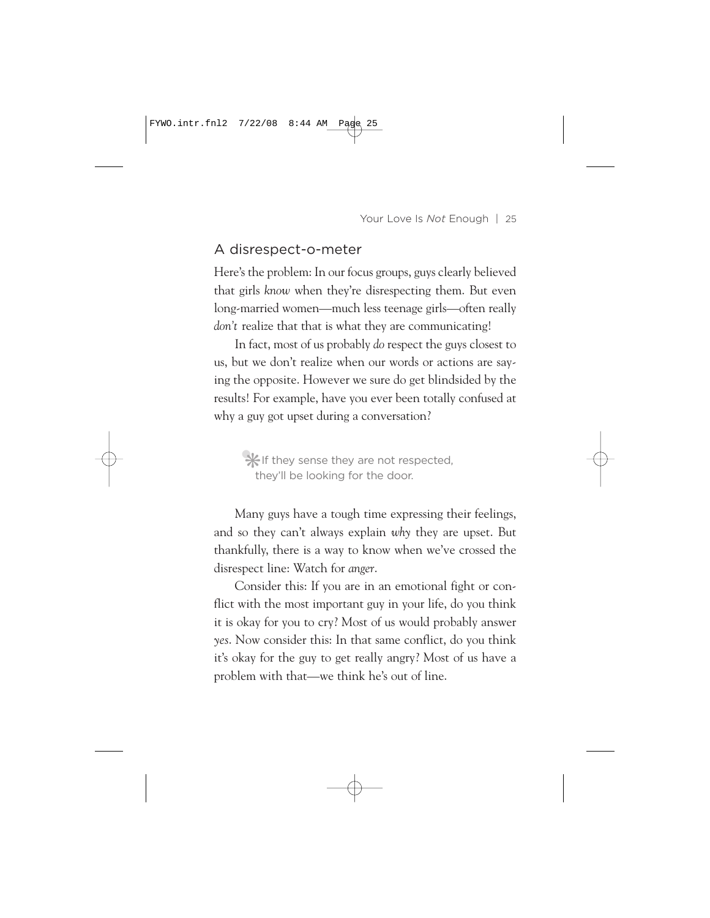## A disrespect-o-meter

Here's the problem: In our focus groups, guys clearly believed that girls *know* when they're disrespecting them. But even long-married women—much less teenage girls—often really *don't* realize that that is what they are communicating!

In fact, most of us probably *do* respect the guys closest to us, but we don't realize when our words or actions are saying the opposite. However we sure do get blindsided by the results! For example, have you ever been totally confused at why a guy got upset during a conversation?

> ✻ If they sense they are not respected, they'll be looking for the door.

Many guys have a tough time expressing their feelings, and so they can't always explain *why* they are upset. But thankfully, there is a way to know when we've crossed the disrespect line: Watch for *anger*.

Consider this: If you are in an emotional fight or conflict with the most important guy in your life, do you think it is okay for you to cry? Most of us would probably answer *yes*. Now consider this: In that same conflict, do you think it's okay for the guy to get really angry? Most of us have a problem with that—we think he's out of line.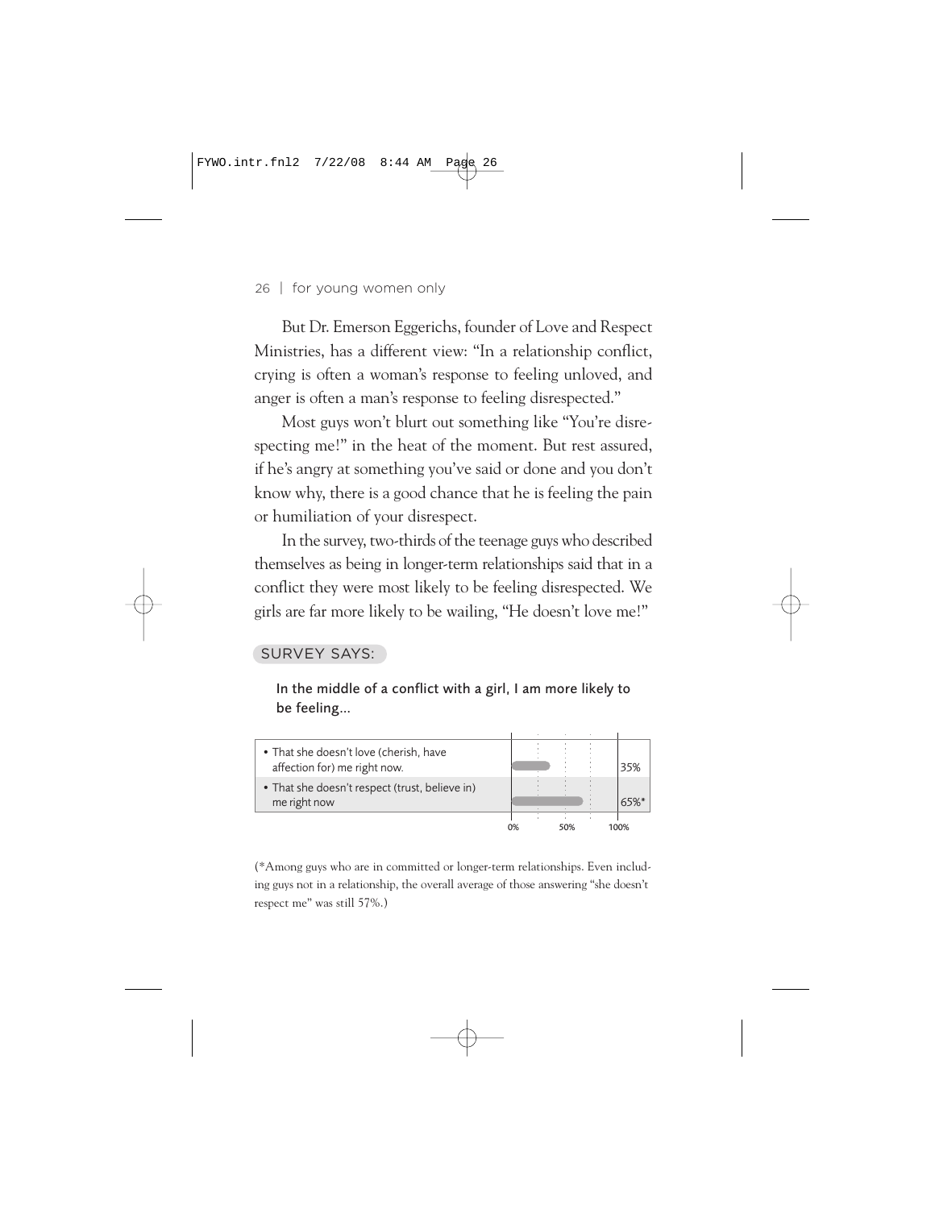But Dr. Emerson Eggerichs, founder of Love and Respect Ministries, has a different view: "In a relationship conflict, crying is often a woman's response to feeling unloved, and anger is often a man's response to feeling disrespected."

Most guys won't blurt out something like "You're disrespecting me!" in the heat of the moment. But rest assured, if he's angry at something you've said or done and you don't know why, there is a good chance that he is feeling the pain or humiliation of your disrespect.

In the survey, two-thirds of the teenage guys who described themselves as being in longer-term relationships said that in a conflict they were most likely to be feeling disrespected. We girls are far more likely to be wailing, "He doesn't love me!"

SURVEY SAYS:

In the middle of a conflict with a girl, I am more likely to be feeling...

| Response | % |
| --- | --- |
| • That she doesn't love (cherish, have affection for) me right now. | 35% |
| • That she doesn't respect (trust, believe in) me right now | 65%* |

(*Among guys who are in committed or longer-term relationships. Even including guys not in a relationship, the overall average of those answering "she doesn't respect me" was still 57%.)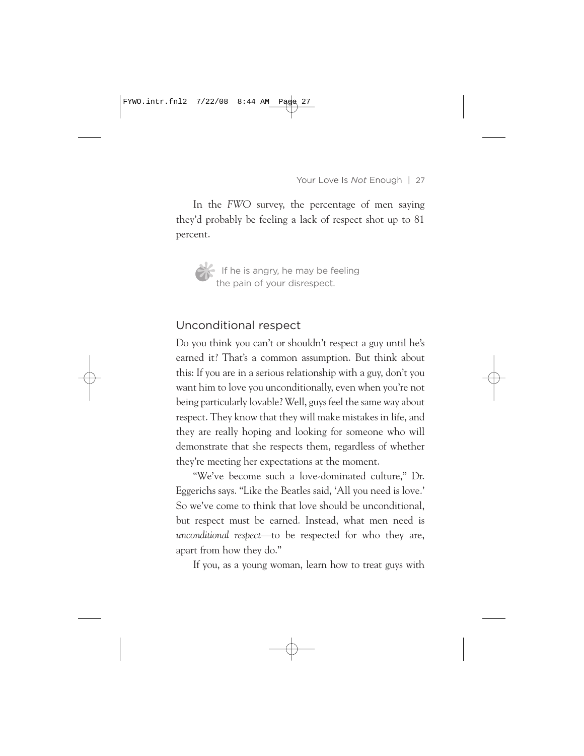In the *FWO* survey, the percentage of men saying they'd probably be feeling a lack of respect shot up to 81 percent.

> If he is angry, he may be feeling the pain of your disrespect.

## Unconditional respect

Do you think you can't or shouldn't respect a guy until he's earned it? That's a common assumption. But think about this: If you are in a serious relationship with a guy, don't you want him to love you unconditionally, even when you're not being particularly lovable? Well, guys feel the same way about respect. They know that they will make mistakes in life, and they are really hoping and looking for someone who will demonstrate that she respects them, regardless of whether they're meeting her expectations at the moment.

"We've become such a love-dominated culture," Dr. Eggerichs says. "Like the Beatles said, 'All you need is love.' So we've come to think that love should be unconditional, but respect must be earned. Instead, what men need is *unconditional respect*—to be respected for who they are, apart from how they do."

If you, as a young woman, learn how to treat guys with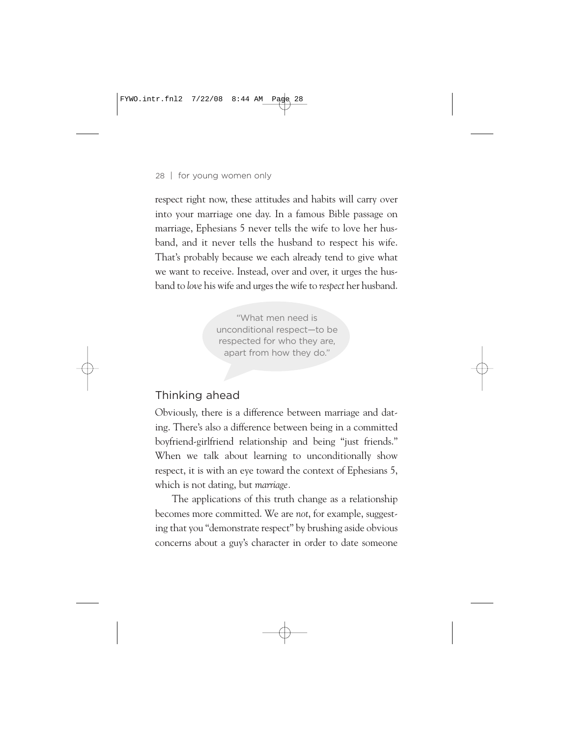respect right now, these attitudes and habits will carry over into your marriage one day. In a famous Bible passage on marriage, Ephesians 5 never tells the wife to love her husband, and it never tells the husband to respect his wife. That's probably because we each already tend to give what we want to receive. Instead, over and over, it urges the husband to *love* his wife and urges the wife to *respect* her husband.

> "What men need is unconditional respect—to be respected for who they are, apart from how they do."

## Thinking ahead

Obviously, there is a difference between marriage and dating. There's also a difference between being in a committed boyfriend-girlfriend relationship and being "just friends." When we talk about learning to unconditionally show respect, it is with an eye toward the context of Ephesians 5, which is not dating, but *marriage*.

The applications of this truth change as a relationship becomes more committed. We are *not*, for example, suggesting that you "demonstrate respect" by brushing aside obvious concerns about a guy's character in order to date someone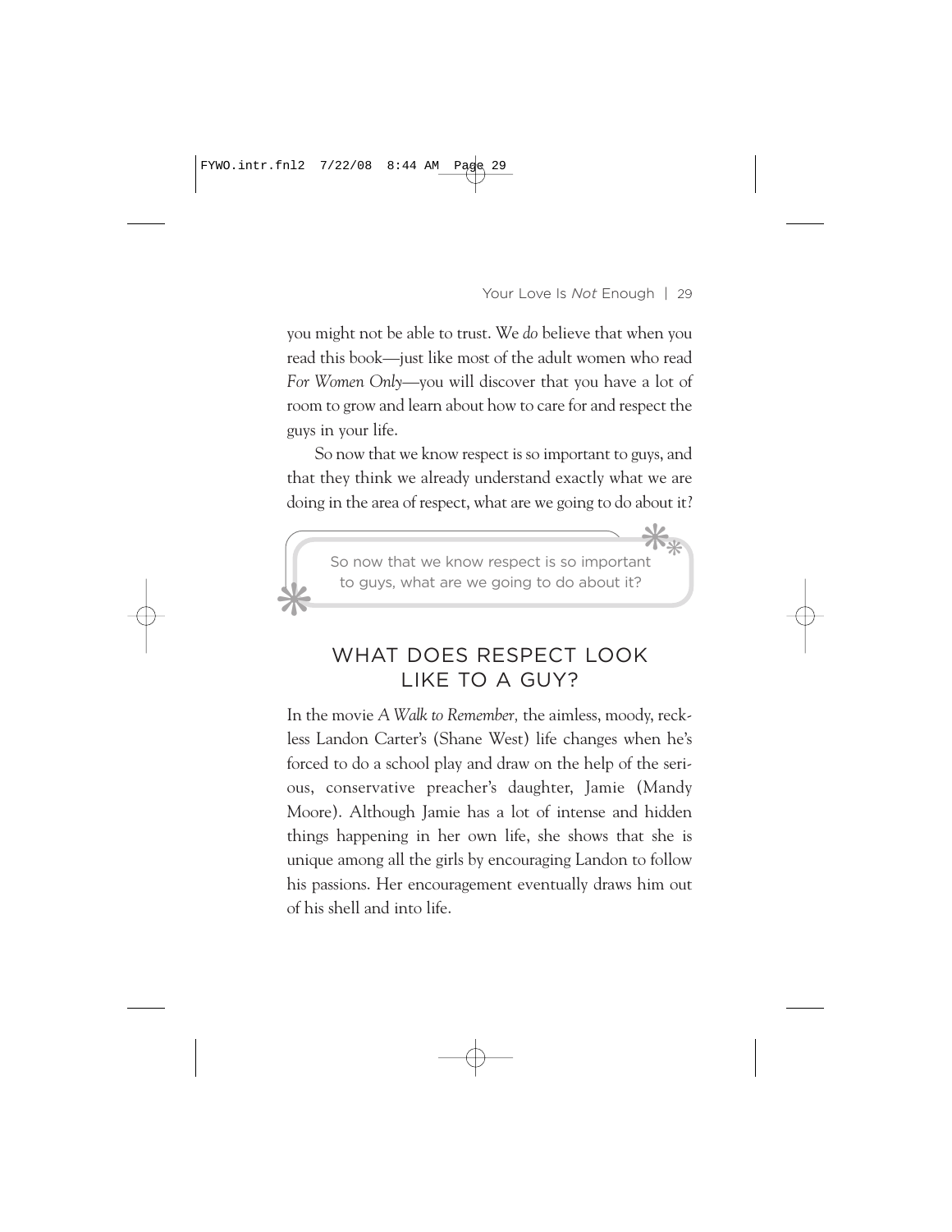you might not be able to trust. We *do* believe that when you read this book—just like most of the adult women who read *For Women Only*—you will discover that you have a lot of room to grow and learn about how to care for and respect the guys in your life.

So now that we know respect is so important to guys, and that they think we already understand exactly what we are doing in the area of respect, what are we going to do about it?

> So now that we know respect is so important to guys, what are we going to do about it?

## WHAT DOES RESPECT LOOK LIKE TO A GUY?

In the movie *A Walk to Remember,* the aimless, moody, reckless Landon Carter's (Shane West) life changes when he's forced to do a school play and draw on the help of the serious, conservative preacher's daughter, Jamie (Mandy Moore). Although Jamie has a lot of intense and hidden things happening in her own life, she shows that she is unique among all the girls by encouraging Landon to follow his passions. Her encouragement eventually draws him out of his shell and into life.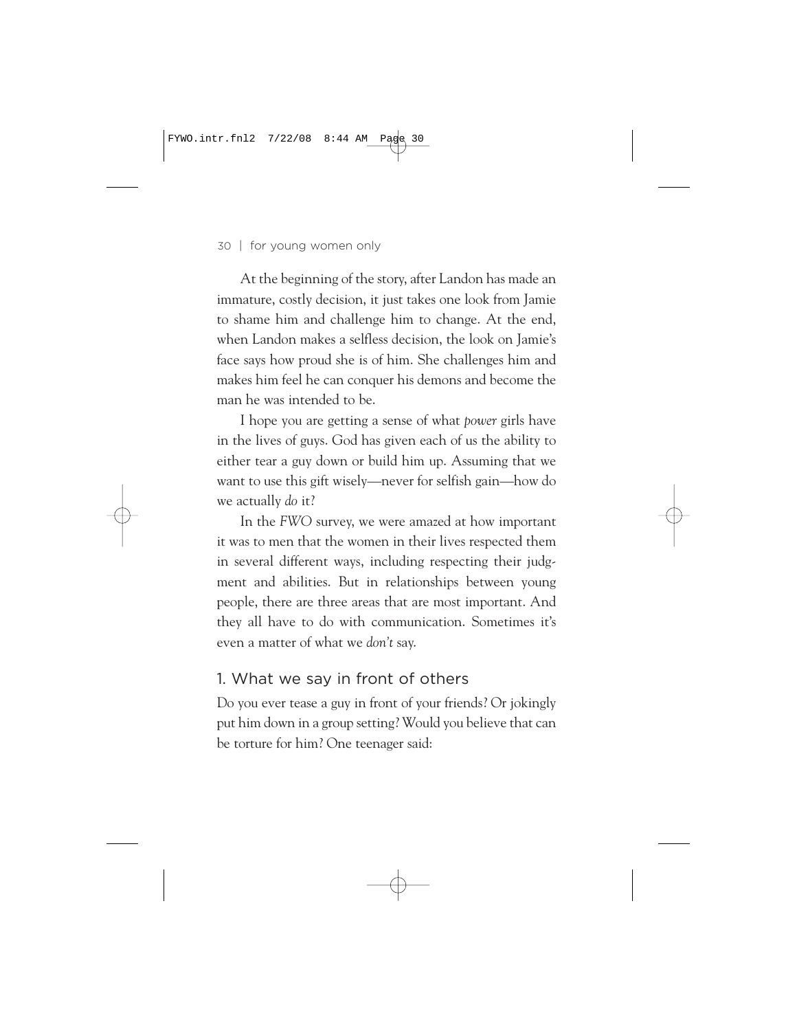At the beginning of the story, after Landon has made an immature, costly decision, it just takes one look from Jamie to shame him and challenge him to change. At the end, when Landon makes a selfless decision, the look on Jamie's face says how proud she is of him. She challenges him and makes him feel he can conquer his demons and become the man he was intended to be.

I hope you are getting a sense of what *power* girls have in the lives of guys. God has given each of us the ability to either tear a guy down or build him up. Assuming that we want to use this gift wisely—never for selfish gain—how do we actually *do* it?

In the *FWO* survey, we were amazed at how important it was to men that the women in their lives respected them in several different ways, including respecting their judgment and abilities. But in relationships between young people, there are three areas that are most important. And they all have to do with communication. Sometimes it's even a matter of what we *don't* say.

## 1. What we say in front of others

Do you ever tease a guy in front of your friends? Or jokingly put him down in a group setting? Would you believe that can be torture for him? One teenager said: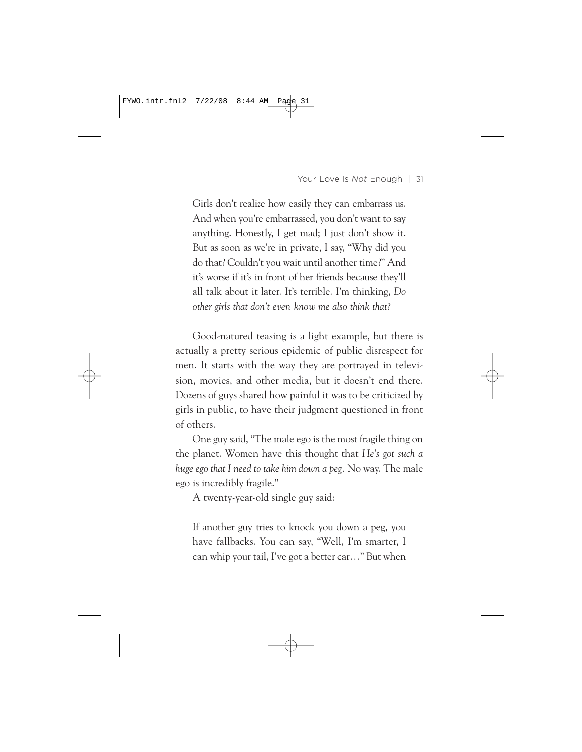> Girls don't realize how easily they can embarrass us. And when you're embarrassed, you don't want to say anything. Honestly, I get mad; I just don't show it. But as soon as we're in private, I say, "Why did you do that? Couldn't you wait until another time?" And it's worse if it's in front of her friends because they'll all talk about it later. It's terrible. I'm thinking, *Do other girls that don't even know me also think that?*

Good-natured teasing is a light example, but there is actually a pretty serious epidemic of public disrespect for men. It starts with the way they are portrayed in television, movies, and other media, but it doesn't end there. Dozens of guys shared how painful it was to be criticized by girls in public, to have their judgment questioned in front of others.

One guy said, "The male ego is the most fragile thing on the planet. Women have this thought that *He's got such a huge ego that I need to take him down a peg.* No way. The male ego is incredibly fragile."

A twenty-year-old single guy said:

> If another guy tries to knock you down a peg, you have fallbacks. You can say, "Well, I'm smarter, I can whip your tail, I've got a better car…" But when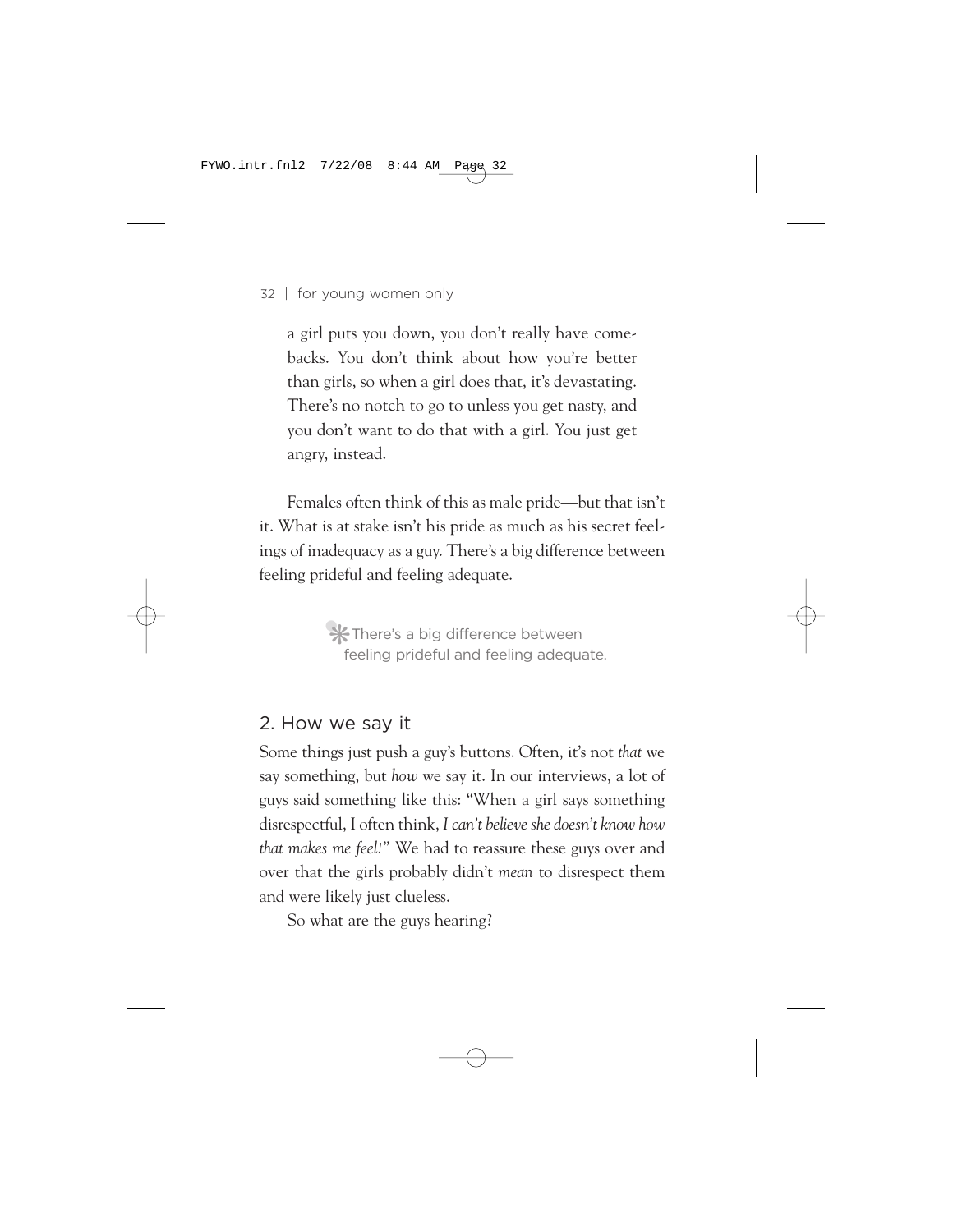a girl puts you down, you don't really have comebacks. You don't think about how you're better than girls, so when a girl does that, it's devastating. There's no notch to go to unless you get nasty, and you don't want to do that with a girl. You just get angry, instead.

Females often think of this as male pride—but that isn't it. What is at stake isn't his pride as much as his secret feelings of inadequacy as a guy. There's a big difference between feeling prideful and feeling adequate.

> There's a big difference between feeling prideful and feeling adequate.

## 2. How we say it

Some things just push a guy's buttons. Often, it's not *that* we say something, but *how* we say it. In our interviews, a lot of guys said something like this: "When a girl says something disrespectful, I often think, *I can't believe she doesn't know how that makes me feel!*" We had to reassure these guys over and over that the girls probably didn't *mean* to disrespect them and were likely just clueless.

So what are the guys hearing?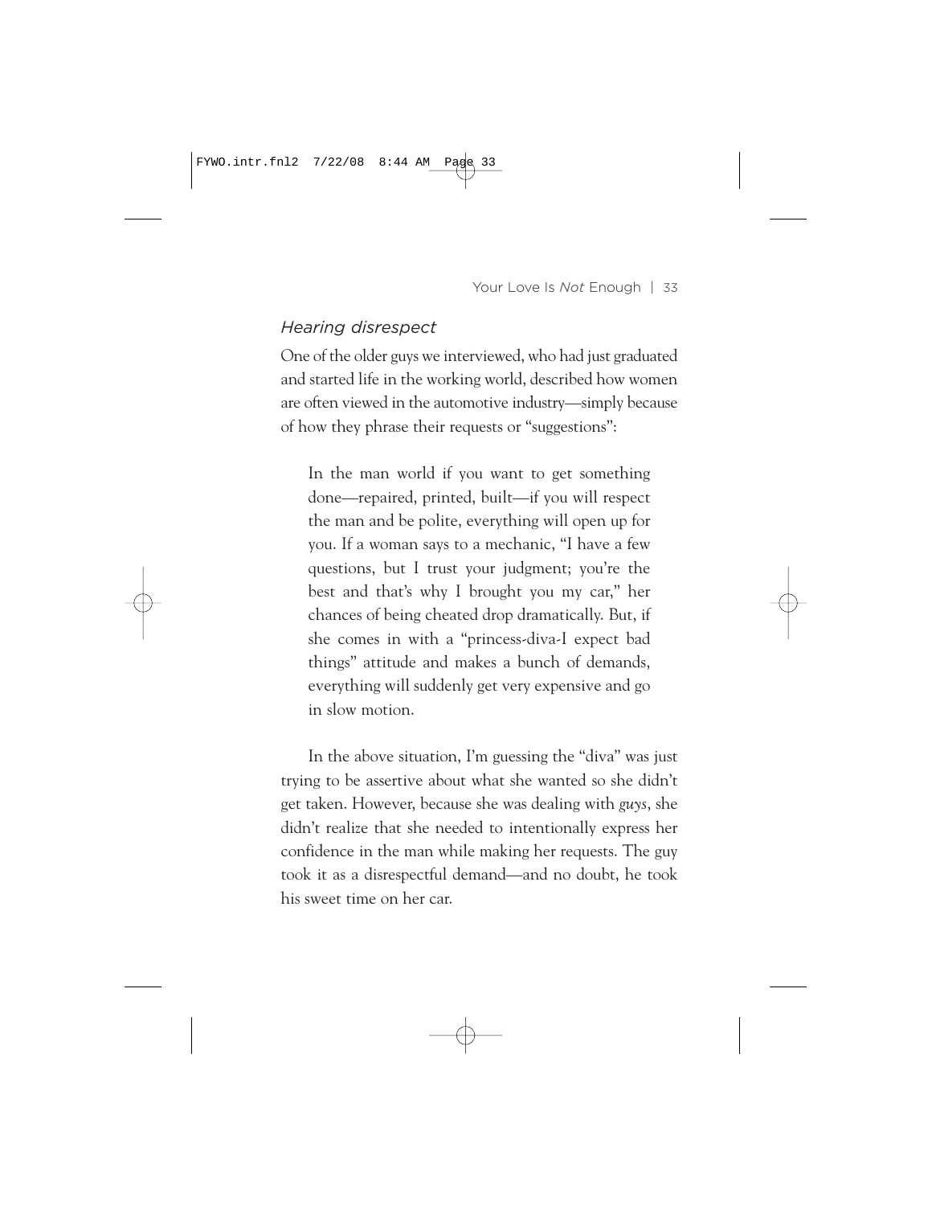### *Hearing disrespect*

One of the older guys we interviewed, who had just graduated and started life in the working world, described how women are often viewed in the automotive industry—simply because of how they phrase their requests or "suggestions":

> In the man world if you want to get something done—repaired, printed, built—if you will respect the man and be polite, everything will open up for you. If a woman says to a mechanic, "I have a few questions, but I trust your judgment; you're the best and that's why I brought you my car," her chances of being cheated drop dramatically. But, if she comes in with a "princess-diva-I expect bad things" attitude and makes a bunch of demands, everything will suddenly get very expensive and go in slow motion.

In the above situation, I'm guessing the "diva" was just trying to be assertive about what she wanted so she didn't get taken. However, because she was dealing with *guys*, she didn't realize that she needed to intentionally express her confidence in the man while making her requests. The guy took it as a disrespectful demand—and no doubt, he took his sweet time on her car.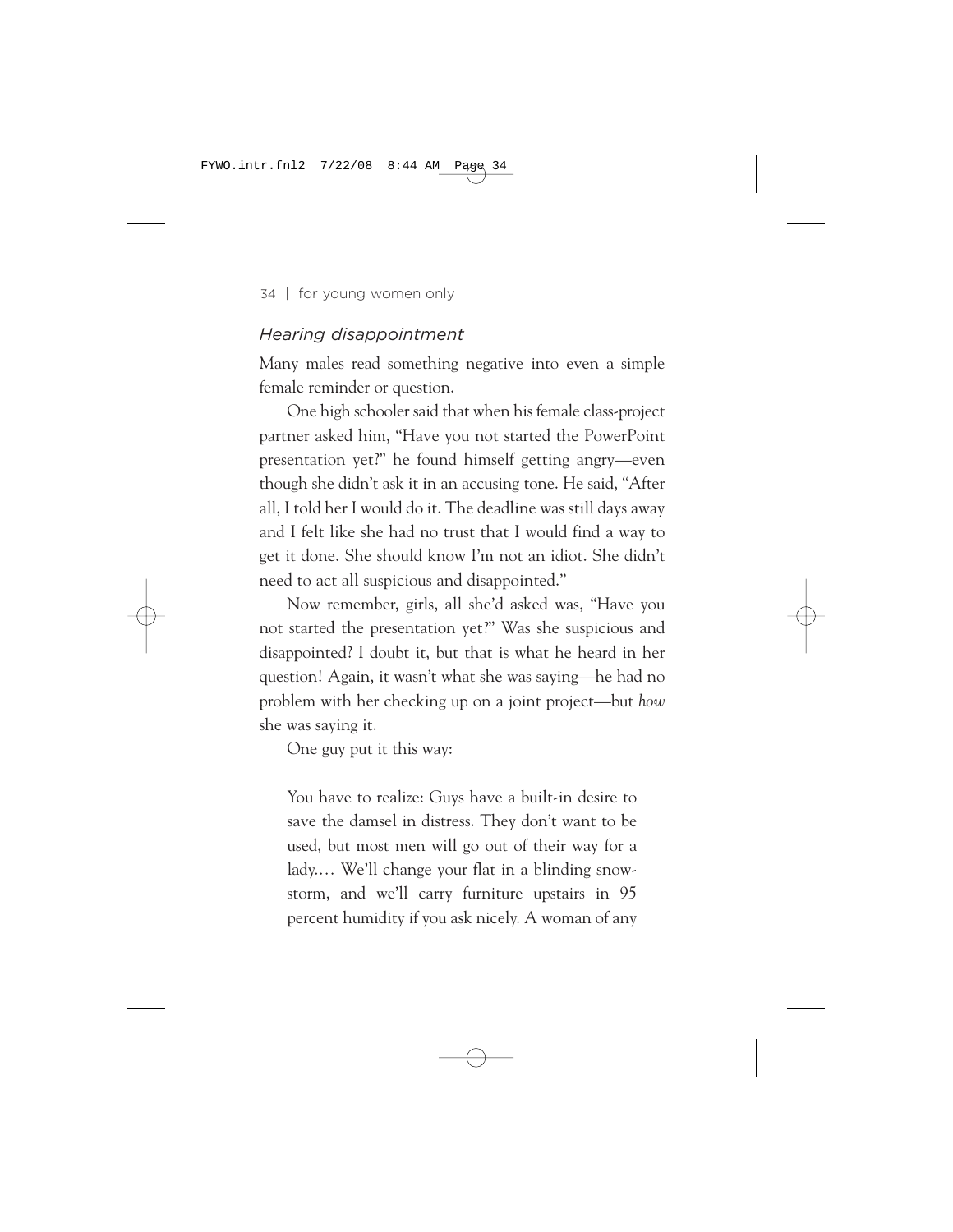### *Hearing disappointment*

Many males read something negative into even a simple female reminder or question.

One high schooler said that when his female class-project partner asked him, "Have you not started the PowerPoint presentation yet?" he found himself getting angry—even though she didn't ask it in an accusing tone. He said, "After all, I told her I would do it. The deadline was still days away and I felt like she had no trust that I would find a way to get it done. She should know I'm not an idiot. She didn't need to act all suspicious and disappointed."

Now remember, girls, all she'd asked was, "Have you not started the presentation yet?" Was she suspicious and disappointed? I doubt it, but that is what he heard in her question! Again, it wasn't what she was saying—he had no problem with her checking up on a joint project—but *how* she was saying it.

One guy put it this way:

> You have to realize: Guys have a built-in desire to save the damsel in distress. They don't want to be used, but most men will go out of their way for a lady.… We'll change your flat in a blinding snowstorm, and we'll carry furniture upstairs in 95 percent humidity if you ask nicely. A woman of any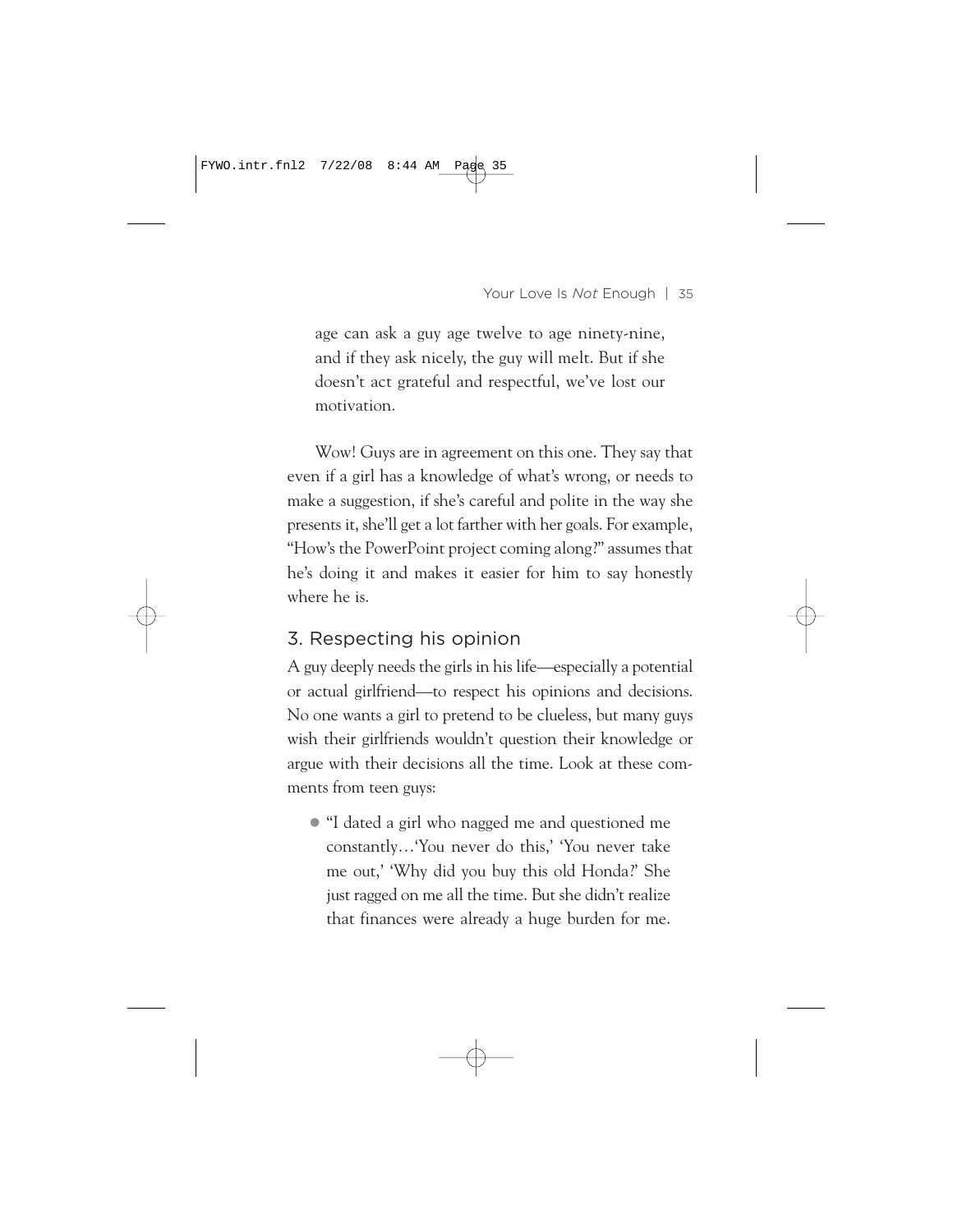age can ask a guy age twelve to age ninety-nine, and if they ask nicely, the guy will melt. But if she doesn't act grateful and respectful, we've lost our motivation.

Wow! Guys are in agreement on this one. They say that even if a girl has a knowledge of what's wrong, or needs to make a suggestion, if she's careful and polite in the way she presents it, she'll get a lot farther with her goals. For example, "How's the PowerPoint project coming along?" assumes that he's doing it and makes it easier for him to say honestly where he is.

### 3. Respecting his opinion

A guy deeply needs the girls in his life—especially a potential or actual girlfriend—to respect his opinions and decisions. No one wants a girl to pretend to be clueless, but many guys wish their girlfriends wouldn't question their knowledge or argue with their decisions all the time. Look at these comments from teen guys:

- "I dated a girl who nagged me and questioned me constantly…'You never do this,' 'You never take me out,' 'Why did you buy this old Honda?' She just ragged on me all the time. But she didn't realize that finances were already a huge burden for me.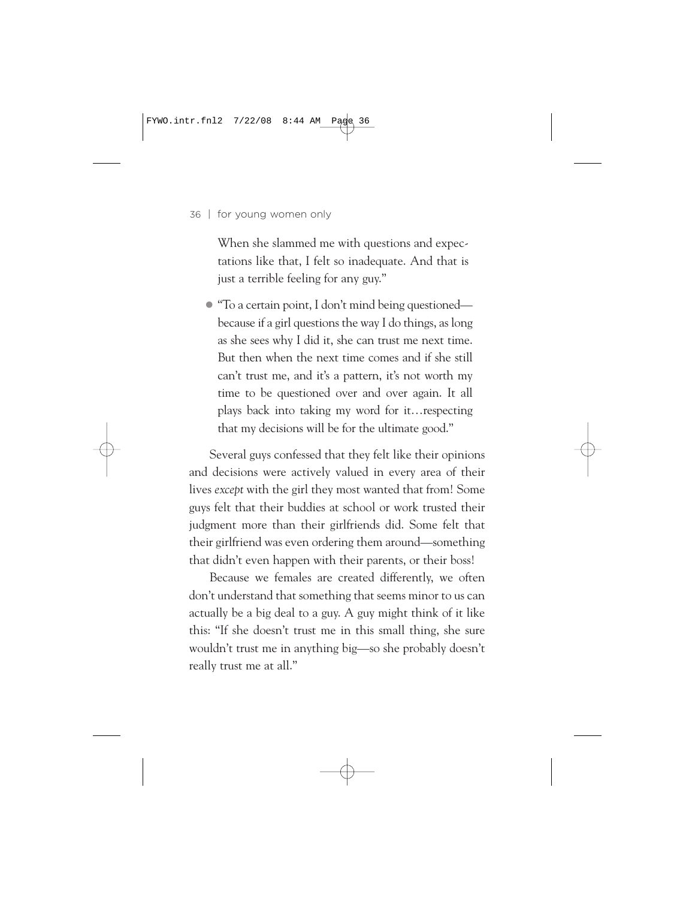When she slammed me with questions and expectations like that, I felt so inadequate. And that is just a terrible feeling for any guy."

- "To a certain point, I don't mind being questioned—because if a girl questions the way I do things, as long as she sees why I did it, she can trust me next time. But then when the next time comes and if she still can't trust me, and it's a pattern, it's not worth my time to be questioned over and over again. It all plays back into taking my word for it…respecting that my decisions will be for the ultimate good."

Several guys confessed that they felt like their opinions and decisions were actively valued in every area of their lives *except* with the girl they most wanted that from! Some guys felt that their buddies at school or work trusted their judgment more than their girlfriends did. Some felt that their girlfriend was even ordering them around—something that didn't even happen with their parents, or their boss!

Because we females are created differently, we often don't understand that something that seems minor to us can actually be a big deal to a guy. A guy might think of it like this: "If she doesn't trust me in this small thing, she sure wouldn't trust me in anything big—so she probably doesn't really trust me at all."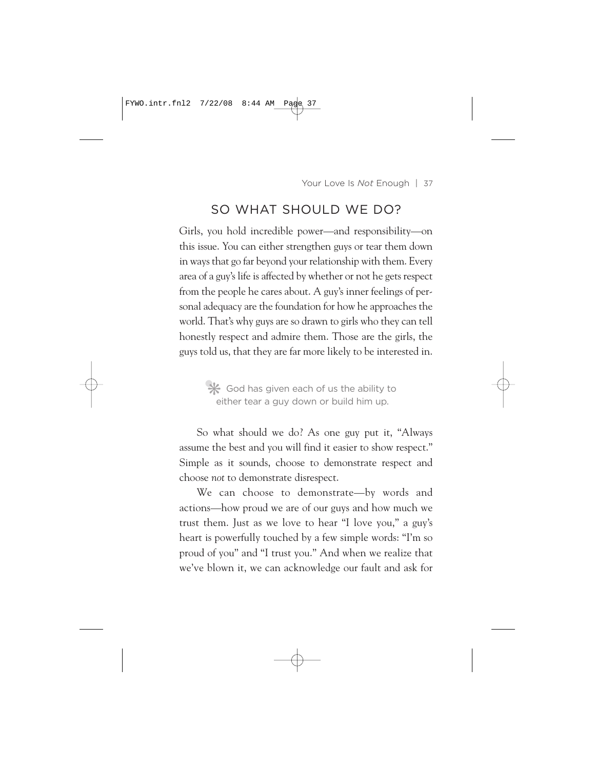## SO WHAT SHOULD WE DO?

Girls, you hold incredible power—and responsibility—on this issue. You can either strengthen guys or tear them down in ways that go far beyond your relationship with them. Every area of a guy's life is affected by whether or not he gets respect from the people he cares about. A guy's inner feelings of personal adequacy are the foundation for how he approaches the world. That's why guys are so drawn to girls who they can tell honestly respect and admire them. Those are the girls, the guys told us, that they are far more likely to be interested in.

> ✻ God has given each of us the ability to either tear a guy down or build him up.

So what should we do? As one guy put it, "Always assume the best and you will find it easier to show respect." Simple as it sounds, choose to demonstrate respect and choose *not* to demonstrate disrespect.

We can choose to demonstrate—by words and actions—how proud we are of our guys and how much we trust them. Just as we love to hear "I love you," a guy's heart is powerfully touched by a few simple words: "I'm so proud of you" and "I trust you." And when we realize that we've blown it, we can acknowledge our fault and ask for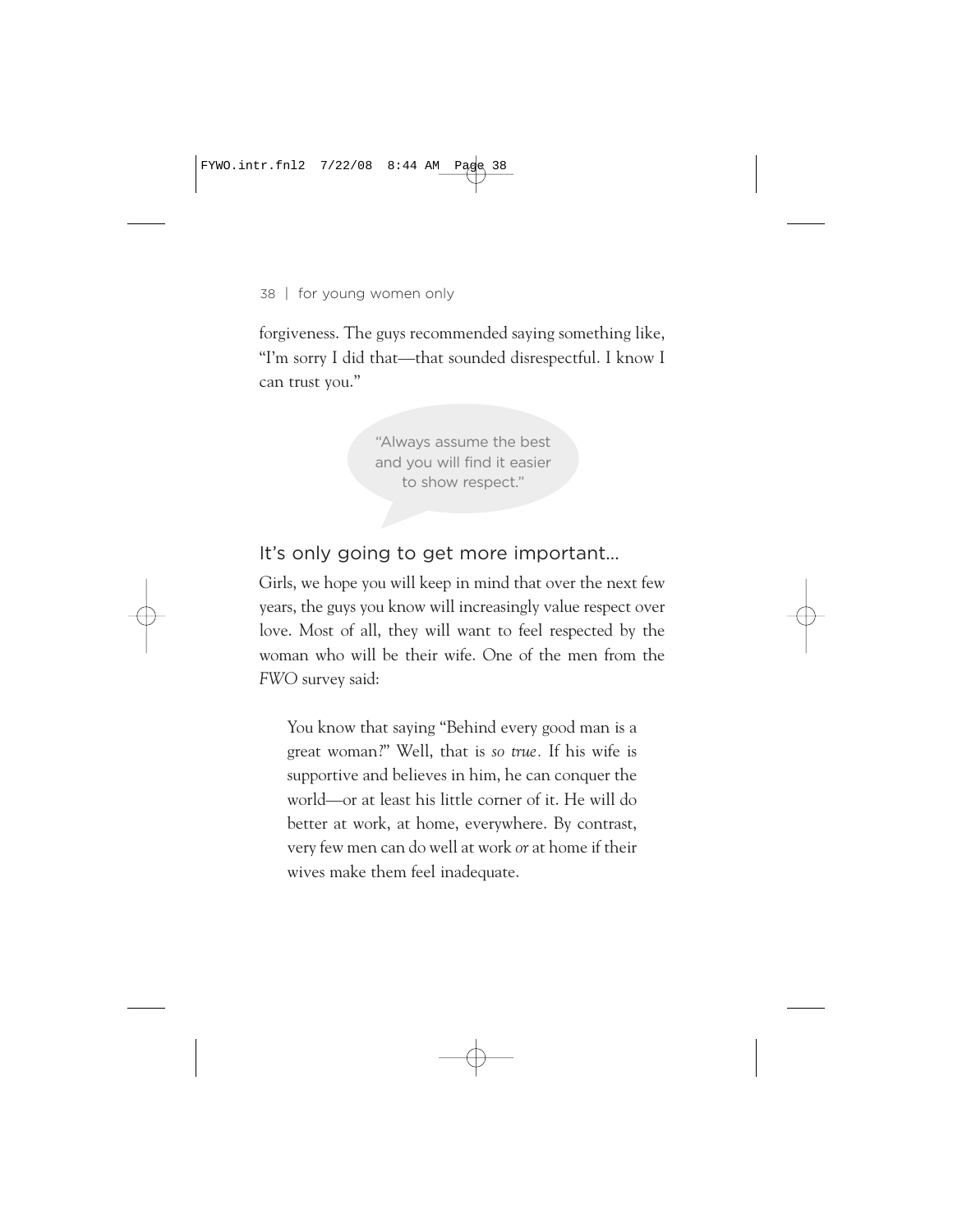forgiveness. The guys recommended saying something like, "I'm sorry I did that—that sounded disrespectful. I know I can trust you."

> "Always assume the best and you will find it easier to show respect."

## It's only going to get more important…

Girls, we hope you will keep in mind that over the next few years, the guys you know will increasingly value respect over love. Most of all, they will want to feel respected by the woman who will be their wife. One of the men from the *FWO* survey said:

> You know that saying "Behind every good man is a great woman?" Well, that is *so true.* If his wife is supportive and believes in him, he can conquer the world—or at least his little corner of it. He will do better at work, at home, everywhere. By contrast, very few men can do well at work *or* at home if their wives make them feel inadequate.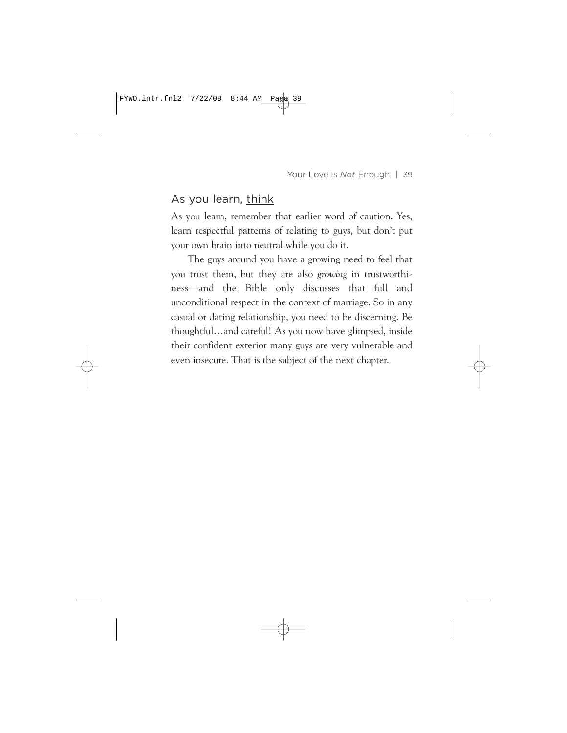## As you learn, think

As you learn, remember that earlier word of caution. Yes, learn respectful patterns of relating to guys, but don't put your own brain into neutral while you do it.

The guys around you have a growing need to feel that you trust them, but they are also *growing* in trustworthiness—and the Bible only discusses that full and unconditional respect in the context of marriage. So in any casual or dating relationship, you need to be discerning. Be thoughtful…and careful! As you now have glimpsed, inside their confident exterior many guys are very vulnerable and even insecure. That is the subject of the next chapter.